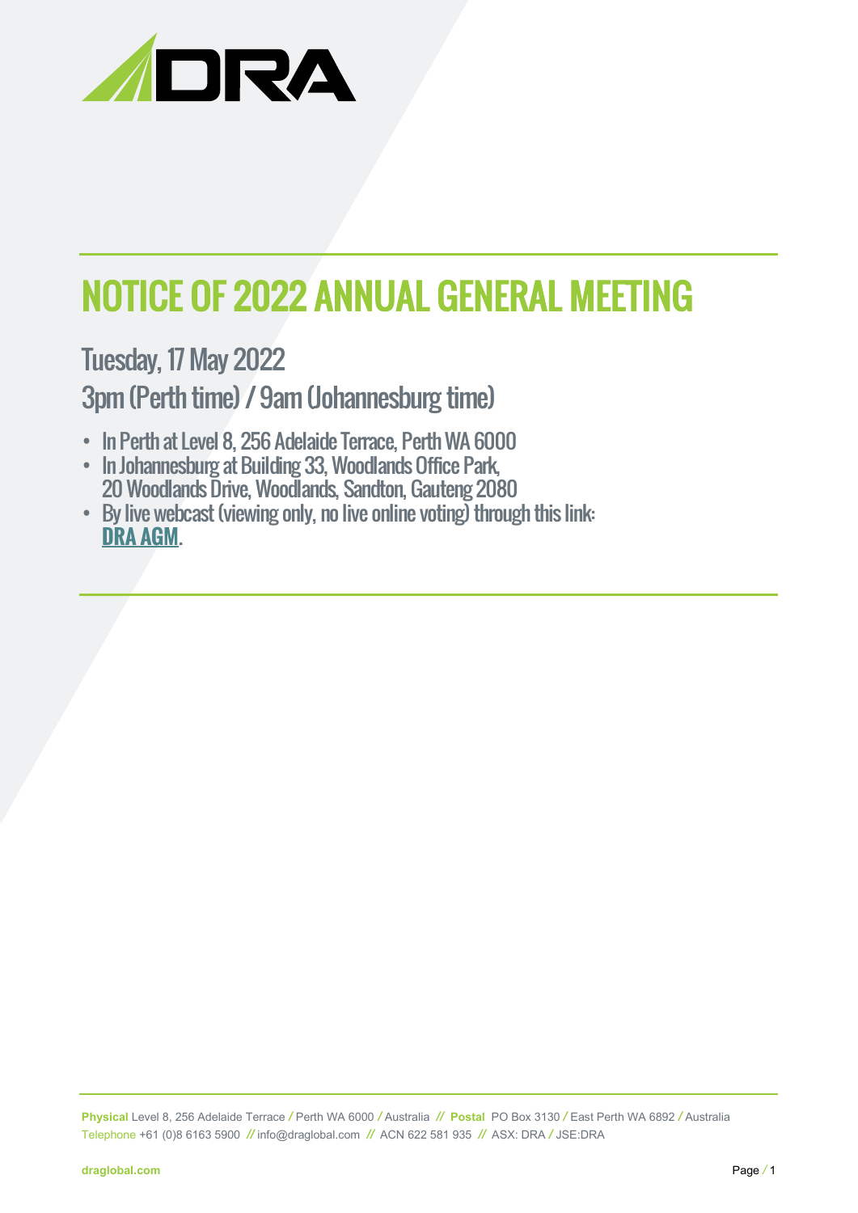# NOTICE OF 2022 ANNUAL GENERAL MEETING

## Tuesday, 17 May 2022

## 3pm (Perth time) / 9am (Johannesburg time)

- In Perth at Level 8, 256 Adelaide Terrace, Perth WA 6000
- In Johannesburg at Building 33, Woodlands Office Park, 20 Woodlands Drive, Woodlands, Sandton, Gauteng 2080
- By live webcast (viewing only, no live online voting) through this link: **DRA AGM**.

**Physical** Level 8, 256 Adelaide Terrace / Perth WA 6000 / Australia // **Postal** PO Box 3130 / East Perth WA 6892 / Australia
Telephone +61 (0)8 6163 5900 // info@draglobal.com // ACN 622 581 935 // ASX: DRA / JSE:DRA

draglobal.com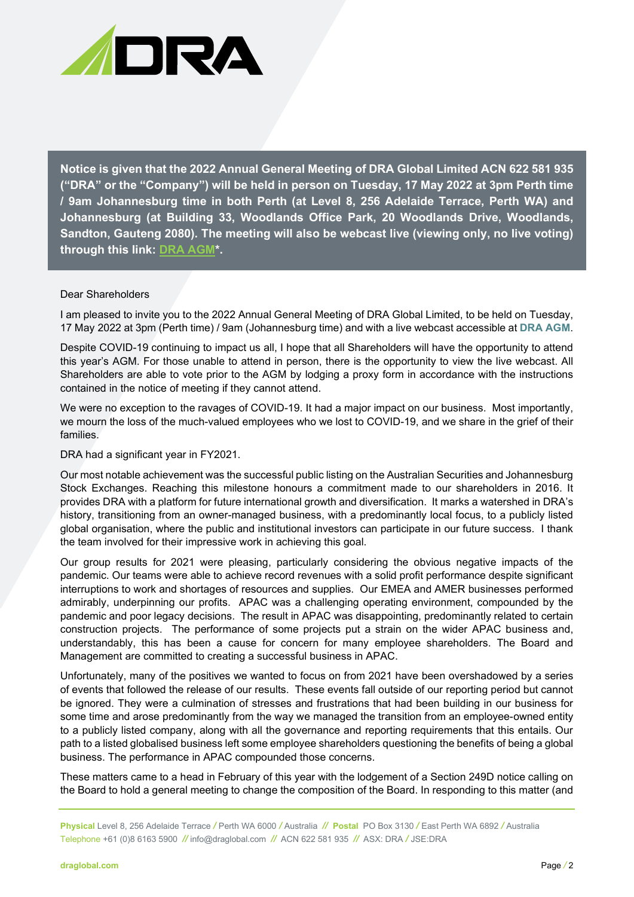**Notice is given that the 2022 Annual General Meeting of DRA Global Limited ACN 622 581 935 ("DRA" or the "Company") will be held in person on Tuesday, 17 May 2022 at 3pm Perth time / 9am Johannesburg time in both Perth (at Level 8, 256 Adelaide Terrace, Perth WA) and Johannesburg (at Building 33, Woodlands Office Park, 20 Woodlands Drive, Woodlands, Sandton, Gauteng 2080). The meeting will also be webcast live (viewing only, no live voting) through this link: DRA AGM*.**

Dear Shareholders

I am pleased to invite you to the 2022 Annual General Meeting of DRA Global Limited, to be held on Tuesday, 17 May 2022 at 3pm (Perth time) / 9am (Johannesburg time) and with a live webcast accessible at **DRA AGM**.

Despite COVID-19 continuing to impact us all, I hope that all Shareholders will have the opportunity to attend this year's AGM. For those unable to attend in person, there is the opportunity to view the live webcast. All Shareholders are able to vote prior to the AGM by lodging a proxy form in accordance with the instructions contained in the notice of meeting if they cannot attend.

We were no exception to the ravages of COVID-19. It had a major impact on our business. Most importantly, we mourn the loss of the much-valued employees who we lost to COVID-19, and we share in the grief of their families.

DRA had a significant year in FY2021.

Our most notable achievement was the successful public listing on the Australian Securities and Johannesburg Stock Exchanges. Reaching this milestone honours a commitment made to our shareholders in 2016. It provides DRA with a platform for future international growth and diversification. It marks a watershed in DRA's history, transitioning from an owner-managed business, with a predominantly local focus, to a publicly listed global organisation, where the public and institutional investors can participate in our future success. I thank the team involved for their impressive work in achieving this goal.

Our group results for 2021 were pleasing, particularly considering the obvious negative impacts of the pandemic. Our teams were able to achieve record revenues with a solid profit performance despite significant interruptions to work and shortages of resources and supplies. Our EMEA and AMER businesses performed admirably, underpinning our profits. APAC was a challenging operating environment, compounded by the pandemic and poor legacy decisions. The result in APAC was disappointing, predominantly related to certain construction projects. The performance of some projects put a strain on the wider APAC business and, understandably, this has been a cause for concern for many employee shareholders. The Board and Management are committed to creating a successful business in APAC.

Unfortunately, many of the positives we wanted to focus on from 2021 have been overshadowed by a series of events that followed the release of our results. These events fall outside of our reporting period but cannot be ignored. They were a culmination of stresses and frustrations that had been building in our business for some time and arose predominantly from the way we managed the transition from an employee-owned entity to a publicly listed company, along with all the governance and reporting requirements that this entails. Our path to a listed globalised business left some employee shareholders questioning the benefits of being a global business. The performance in APAC compounded those concerns.

These matters came to a head in February of this year with the lodgement of a Section 249D notice calling on the Board to hold a general meeting to change the composition of the Board. In responding to this matter (and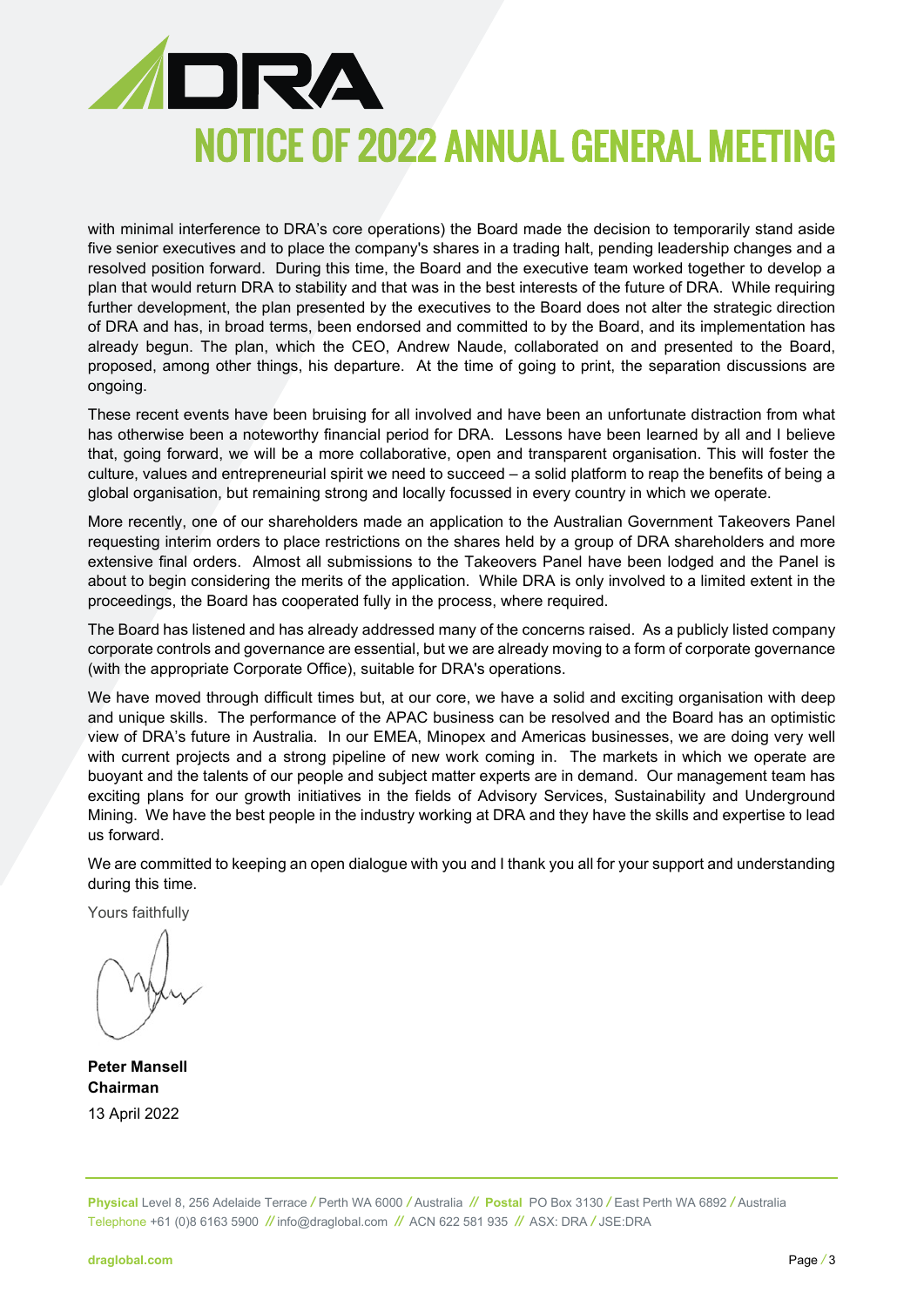with minimal interference to DRA's core operations) the Board made the decision to temporarily stand aside five senior executives and to place the company's shares in a trading halt, pending leadership changes and a resolved position forward. During this time, the Board and the executive team worked together to develop a plan that would return DRA to stability and that was in the best interests of the future of DRA. While requiring further development, the plan presented by the executives to the Board does not alter the strategic direction of DRA and has, in broad terms, been endorsed and committed to by the Board, and its implementation has already begun. The plan, which the CEO, Andrew Naude, collaborated on and presented to the Board, proposed, among other things, his departure. At the time of going to print, the separation discussions are ongoing.

These recent events have been bruising for all involved and have been an unfortunate distraction from what has otherwise been a noteworthy financial period for DRA. Lessons have been learned by all and I believe that, going forward, we will be a more collaborative, open and transparent organisation. This will foster the culture, values and entrepreneurial spirit we need to succeed – a solid platform to reap the benefits of being a global organisation, but remaining strong and locally focussed in every country in which we operate.

More recently, one of our shareholders made an application to the Australian Government Takeovers Panel requesting interim orders to place restrictions on the shares held by a group of DRA shareholders and more extensive final orders. Almost all submissions to the Takeovers Panel have been lodged and the Panel is about to begin considering the merits of the application. While DRA is only involved to a limited extent in the proceedings, the Board has cooperated fully in the process, where required.

The Board has listened and has already addressed many of the concerns raised. As a publicly listed company corporate controls and governance are essential, but we are already moving to a form of corporate governance (with the appropriate Corporate Office), suitable for DRA's operations.

We have moved through difficult times but, at our core, we have a solid and exciting organisation with deep and unique skills. The performance of the APAC business can be resolved and the Board has an optimistic view of DRA's future in Australia. In our EMEA, Minopex and Americas businesses, we are doing very well with current projects and a strong pipeline of new work coming in. The markets in which we operate are buoyant and the talents of our people and subject matter experts are in demand. Our management team has exciting plans for our growth initiatives in the fields of Advisory Services, Sustainability and Underground Mining. We have the best people in the industry working at DRA and they have the skills and expertise to lead us forward.

We are committed to keeping an open dialogue with you and I thank you all for your support and understanding during this time.

Yours faithfully

**Peter Mansell**
**Chairman**
13 April 2022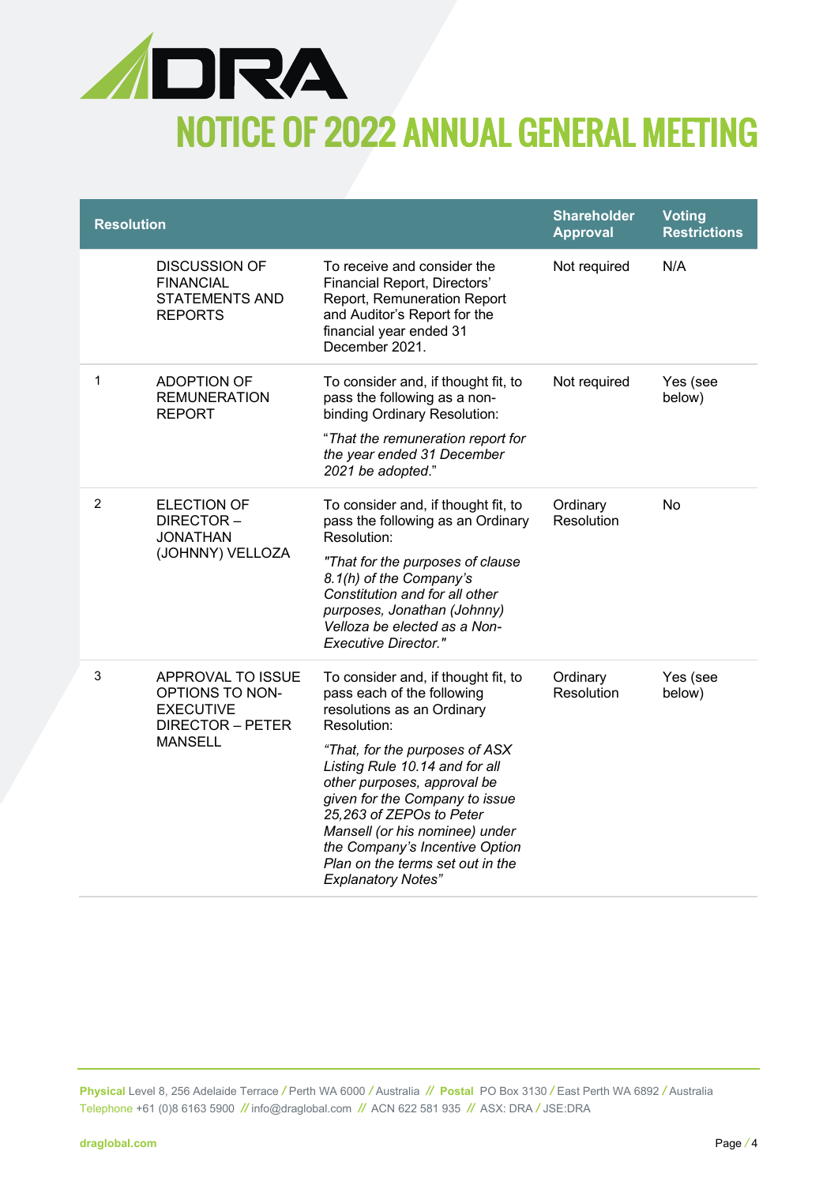# NOTICE OF 2022 ANNUAL GENERAL MEETING

| Resolution | | | Shareholder Approval | Voting Restrictions |
|---|---|---|---|---|
| | DISCUSSION OF FINANCIAL STATEMENTS AND REPORTS | To receive and consider the Financial Report, Directors' Report, Remuneration Report and Auditor's Report for the financial year ended 31 December 2021. | Not required | N/A |
| 1 | ADOPTION OF REMUNERATION REPORT | To consider and, if thought fit, to pass the following as a non-binding Ordinary Resolution: "*That the remuneration report for the year ended 31 December 2021 be adopted.*" | Not required | Yes (see below) |
| 2 | ELECTION OF DIRECTOR – JONATHAN (JOHNNY) VELLOZA | To consider and, if thought fit, to pass the following as an Ordinary Resolution: *"That for the purposes of clause 8.1(h) of the Company's Constitution and for all other purposes, Jonathan (Johnny) Velloza be elected as a Non-Executive Director."* | Ordinary Resolution | No |
| 3 | APPROVAL TO ISSUE OPTIONS TO NON-EXECUTIVE DIRECTOR – PETER MANSELL | To consider and, if thought fit, to pass each of the following resolutions as an Ordinary Resolution: *"That, for the purposes of ASX Listing Rule 10.14 and for all other purposes, approval be given for the Company to issue 25,263 of ZEPOs to Peter Mansell (or his nominee) under the Company's Incentive Option Plan on the terms set out in the Explanatory Notes"* | Ordinary Resolution | Yes (see below) |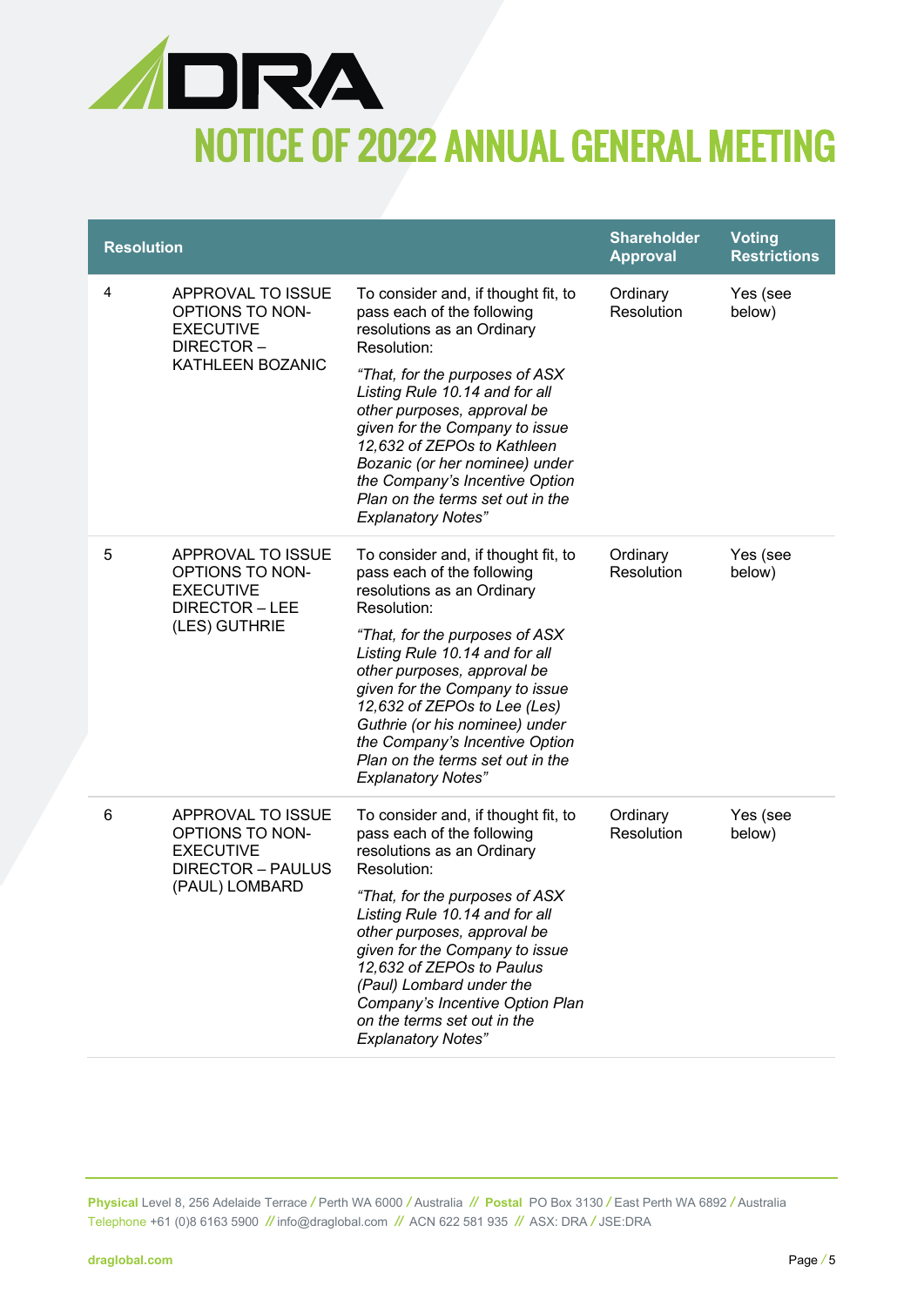| Resolution | | | Shareholder Approval | Voting Restrictions |
|---|---|---|---|---|
| 4 | APPROVAL TO ISSUE OPTIONS TO NON-EXECUTIVE DIRECTOR – KATHLEEN BOZANIC | To consider and, if thought fit, to pass each of the following resolutions as an Ordinary Resolution: *"That, for the purposes of ASX Listing Rule 10.14 and for all other purposes, approval be given for the Company to issue 12,632 of ZEPOs to Kathleen Bozanic (or her nominee) under the Company's Incentive Option Plan on the terms set out in the Explanatory Notes"* | Ordinary Resolution | Yes (see below) |
| 5 | APPROVAL TO ISSUE OPTIONS TO NON-EXECUTIVE DIRECTOR – LEE (LES) GUTHRIE | To consider and, if thought fit, to pass each of the following resolutions as an Ordinary Resolution: *"That, for the purposes of ASX Listing Rule 10.14 and for all other purposes, approval be given for the Company to issue 12,632 of ZEPOs to Lee (Les) Guthrie (or his nominee) under the Company's Incentive Option Plan on the terms set out in the Explanatory Notes"* | Ordinary Resolution | Yes (see below) |
| 6 | APPROVAL TO ISSUE OPTIONS TO NON-EXECUTIVE DIRECTOR – PAULUS (PAUL) LOMBARD | To consider and, if thought fit, to pass each of the following resolutions as an Ordinary Resolution: *"That, for the purposes of ASX Listing Rule 10.14 and for all other purposes, approval be given for the Company to issue 12,632 of ZEPOs to Paulus (Paul) Lombard under the Company's Incentive Option Plan on the terms set out in the Explanatory Notes"* | Ordinary Resolution | Yes (see below) |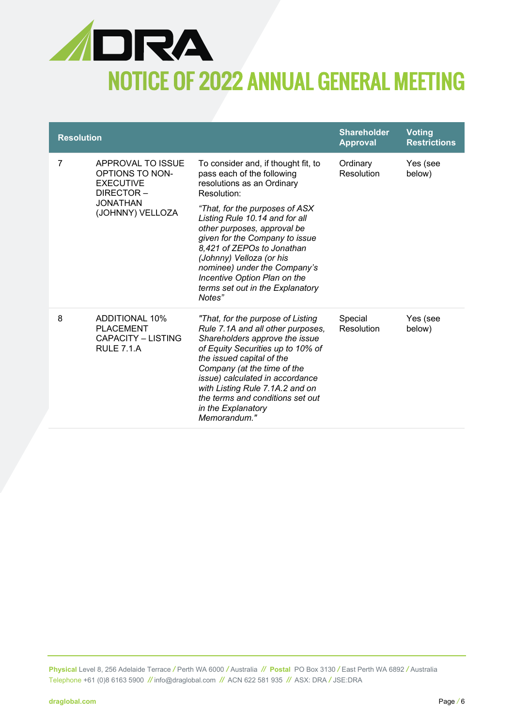# NOTICE OF 2022 ANNUAL GENERAL MEETING

| Resolution | | | Shareholder Approval | Voting Restrictions |
|---|---|---|---|---|
| 7 | APPROVAL TO ISSUE OPTIONS TO NON-EXECUTIVE DIRECTOR – JONATHAN (JOHNNY) VELLOZA | To consider and, if thought fit, to pass each of the following resolutions as an Ordinary Resolution:<br><br>*"That, for the purposes of ASX Listing Rule 10.14 and for all other purposes, approval be given for the Company to issue 8,421 of ZEPOs to Jonathan (Johnny) Velloza (or his nominee) under the Company's Incentive Option Plan on the terms set out in the Explanatory Notes"* | Ordinary Resolution | Yes (see below) |
| 8 | ADDITIONAL 10% PLACEMENT CAPACITY – LISTING RULE 7.1.A | *"That, for the purpose of Listing Rule 7.1A and all other purposes, Shareholders approve the issue of Equity Securities up to 10% of the issued capital of the Company (at the time of the issue) calculated in accordance with Listing Rule 7.1A.2 and on the terms and conditions set out in the Explanatory Memorandum."* | Special Resolution | Yes (see below) |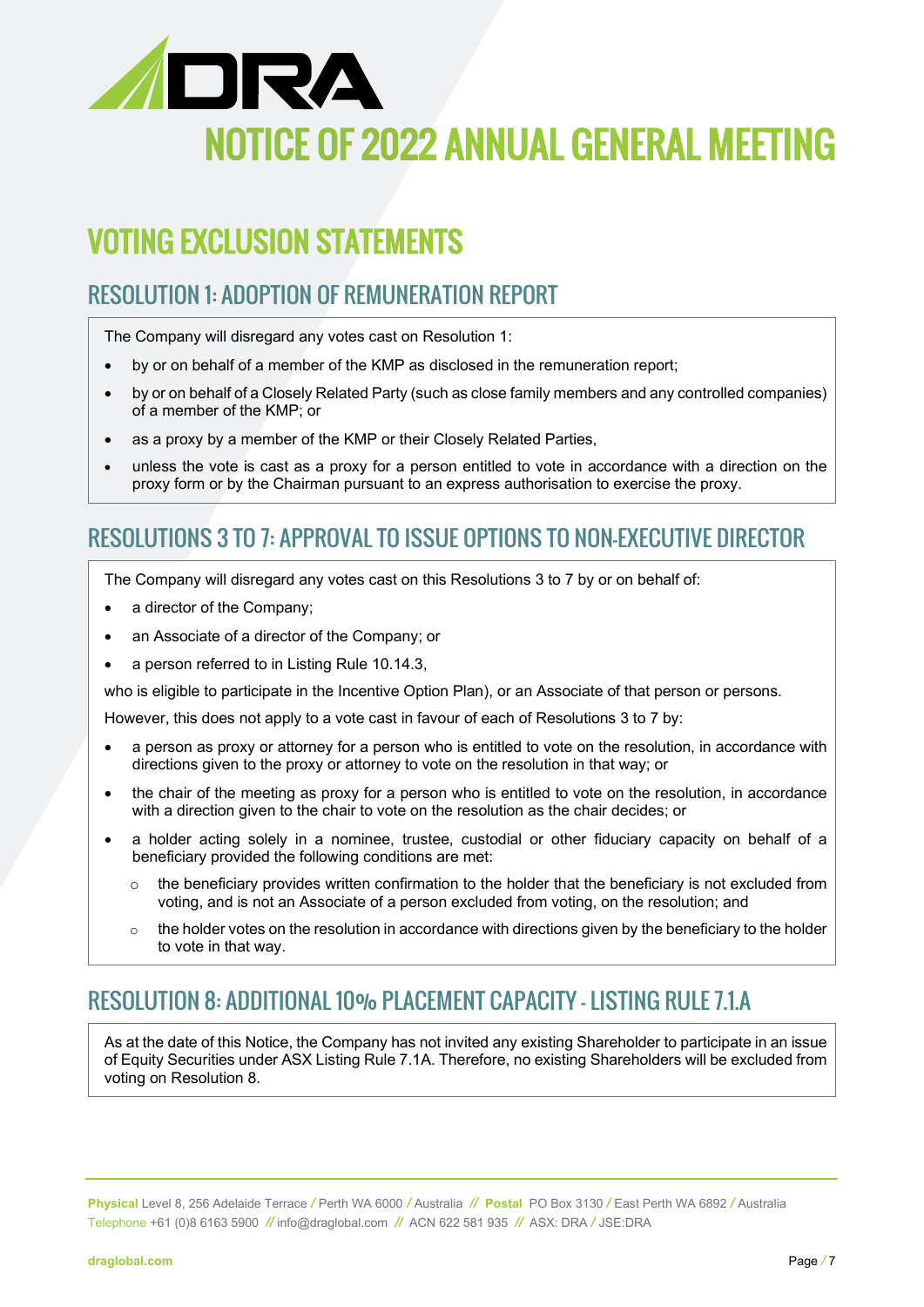# NOTICE OF 2022 ANNUAL GENERAL MEETING

## VOTING EXCLUSION STATEMENTS

### RESOLUTION 1: ADOPTION OF REMUNERATION REPORT

The Company will disregard any votes cast on Resolution 1:

- by or on behalf of a member of the KMP as disclosed in the remuneration report;
- by or on behalf of a Closely Related Party (such as close family members and any controlled companies) of a member of the KMP; or
- as a proxy by a member of the KMP or their Closely Related Parties,
- unless the vote is cast as a proxy for a person entitled to vote in accordance with a direction on the proxy form or by the Chairman pursuant to an express authorisation to exercise the proxy.

### RESOLUTIONS 3 TO 7: APPROVAL TO ISSUE OPTIONS TO NON-EXECUTIVE DIRECTOR

The Company will disregard any votes cast on this Resolutions 3 to 7 by or on behalf of:

- a director of the Company;
- an Associate of a director of the Company; or
- a person referred to in Listing Rule 10.14.3,

who is eligible to participate in the Incentive Option Plan), or an Associate of that person or persons.

However, this does not apply to a vote cast in favour of each of Resolutions 3 to 7 by:

- a person as proxy or attorney for a person who is entitled to vote on the resolution, in accordance with directions given to the proxy or attorney to vote on the resolution in that way; or
- the chair of the meeting as proxy for a person who is entitled to vote on the resolution, in accordance with a direction given to the chair to vote on the resolution as the chair decides; or
- a holder acting solely in a nominee, trustee, custodial or other fiduciary capacity on behalf of a beneficiary provided the following conditions are met:
  - the beneficiary provides written confirmation to the holder that the beneficiary is not excluded from voting, and is not an Associate of a person excluded from voting, on the resolution; and
  - the holder votes on the resolution in accordance with directions given by the beneficiary to the holder to vote in that way.

### RESOLUTION 8: ADDITIONAL 10% PLACEMENT CAPACITY - LISTING RULE 7.1.A

As at the date of this Notice, the Company has not invited any existing Shareholder to participate in an issue of Equity Securities under ASX Listing Rule 7.1A. Therefore, no existing Shareholders will be excluded from voting on Resolution 8.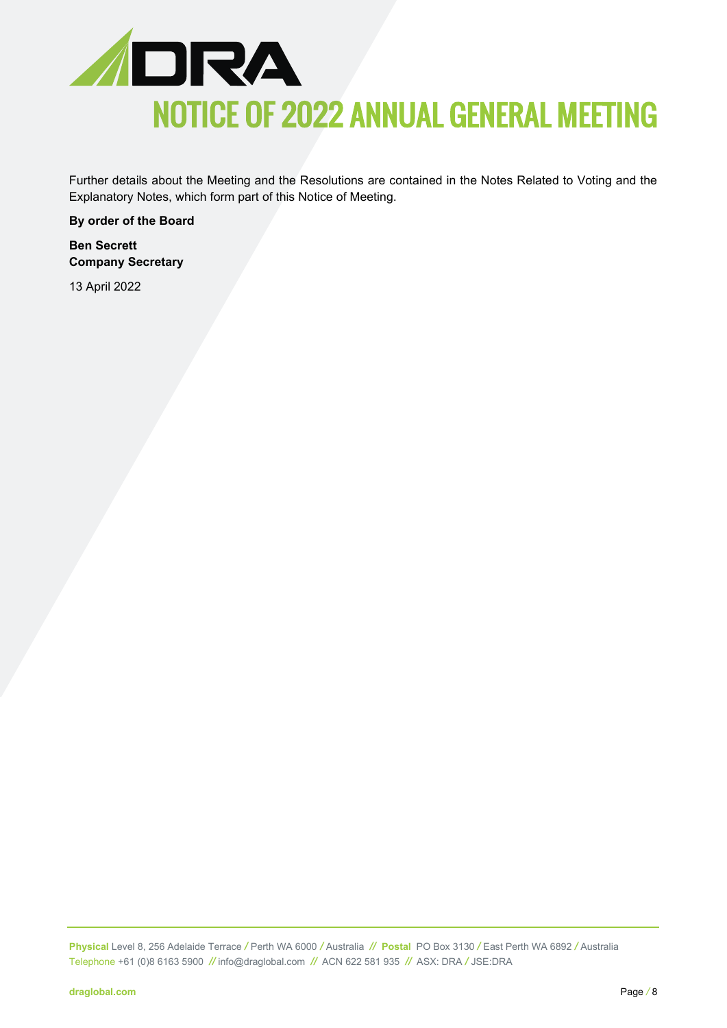Further details about the Meeting and the Resolutions are contained in the Notes Related to Voting and the Explanatory Notes, which form part of this Notice of Meeting.

**By order of the Board**

**Ben Secrett**
**Company Secretary**

13 April 2022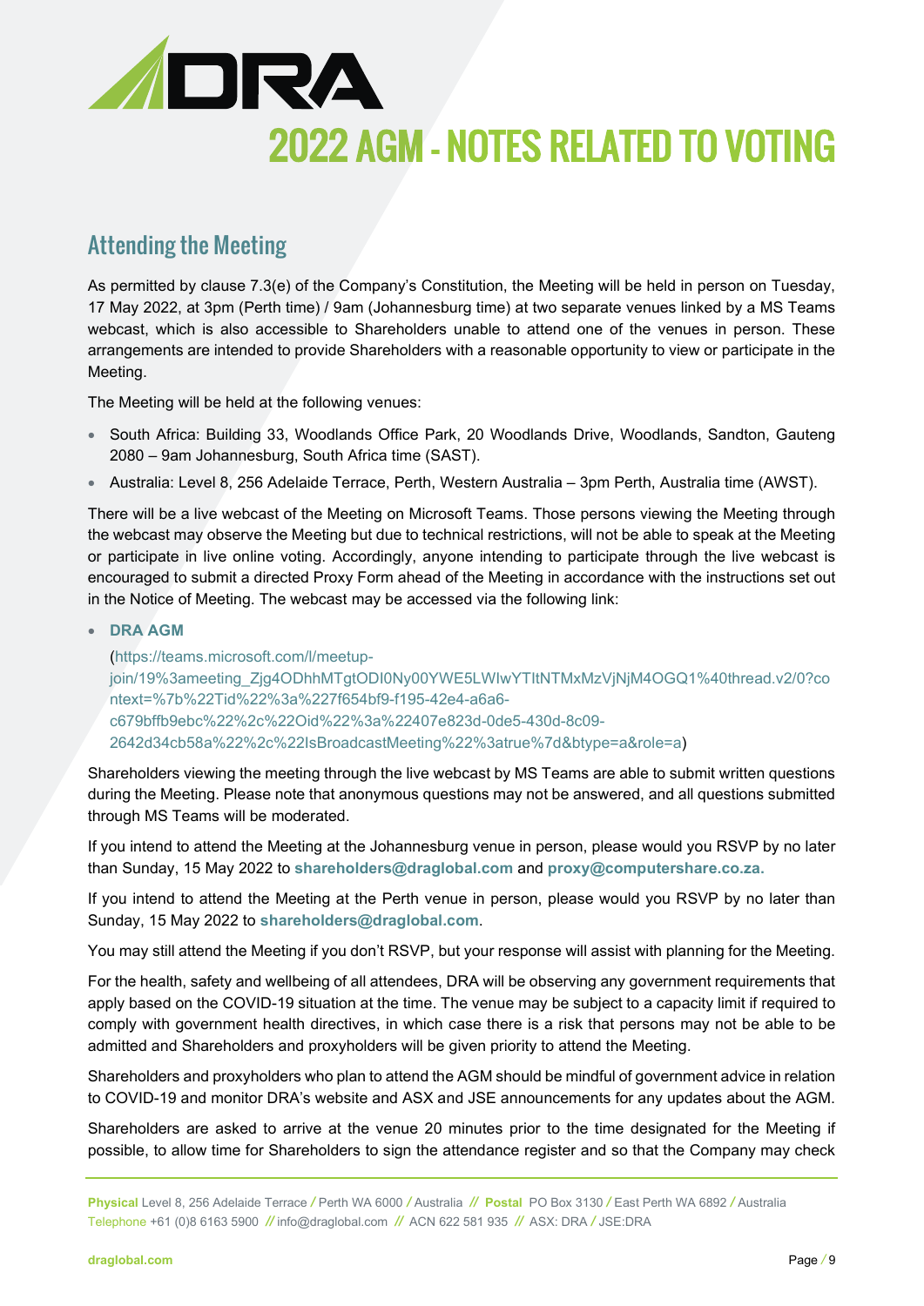# 2022 AGM - NOTES RELATED TO VOTING

## Attending the Meeting

As permitted by clause 7.3(e) of the Company's Constitution, the Meeting will be held in person on Tuesday, 17 May 2022, at 3pm (Perth time) / 9am (Johannesburg time) at two separate venues linked by a MS Teams webcast, which is also accessible to Shareholders unable to attend one of the venues in person. These arrangements are intended to provide Shareholders with a reasonable opportunity to view or participate in the Meeting.

The Meeting will be held at the following venues:

- South Africa: Building 33, Woodlands Office Park, 20 Woodlands Drive, Woodlands, Sandton, Gauteng 2080 – 9am Johannesburg, South Africa time (SAST).
- Australia: Level 8, 256 Adelaide Terrace, Perth, Western Australia – 3pm Perth, Australia time (AWST).

There will be a live webcast of the Meeting on Microsoft Teams. Those persons viewing the Meeting through the webcast may observe the Meeting but due to technical restrictions, will not be able to speak at the Meeting or participate in live online voting. Accordingly, anyone intending to participate through the live webcast is encouraged to submit a directed Proxy Form ahead of the Meeting in accordance with the instructions set out in the Notice of Meeting. The webcast may be accessed via the following link:

- **DRA AGM**

  (https://teams.microsoft.com/l/meetup-join/19%3ameeting_Zjg4ODhhMTgtODI0Ny00YWE5LWIwYTItNTMxMzVjNjM4OGQ1%40thread.v2/0?context=%7b%22Tid%22%3a%227f654bf9-f195-42e4-a6a6-c679bffb9ebc%22%2c%22Oid%22%3a%22407e823d-0de5-430d-8c09-2642d34cb58a%22%2c%22IsBroadcastMeeting%22%3atrue%7d&btype=a&role=a)

Shareholders viewing the meeting through the live webcast by MS Teams are able to submit written questions during the Meeting. Please note that anonymous questions may not be answered, and all questions submitted through MS Teams will be moderated.

If you intend to attend the Meeting at the Johannesburg venue in person, please would you RSVP by no later than Sunday, 15 May 2022 to **shareholders@draglobal.com** and **proxy@computershare.co.za.**

If you intend to attend the Meeting at the Perth venue in person, please would you RSVP by no later than Sunday, 15 May 2022 to **shareholders@draglobal.com**.

You may still attend the Meeting if you don't RSVP, but your response will assist with planning for the Meeting.

For the health, safety and wellbeing of all attendees, DRA will be observing any government requirements that apply based on the COVID-19 situation at the time. The venue may be subject to a capacity limit if required to comply with government health directives, in which case there is a risk that persons may not be able to be admitted and Shareholders and proxyholders will be given priority to attend the Meeting.

Shareholders and proxyholders who plan to attend the AGM should be mindful of government advice in relation to COVID-19 and monitor DRA's website and ASX and JSE announcements for any updates about the AGM.

Shareholders are asked to arrive at the venue 20 minutes prior to the time designated for the Meeting if possible, to allow time for Shareholders to sign the attendance register and so that the Company may check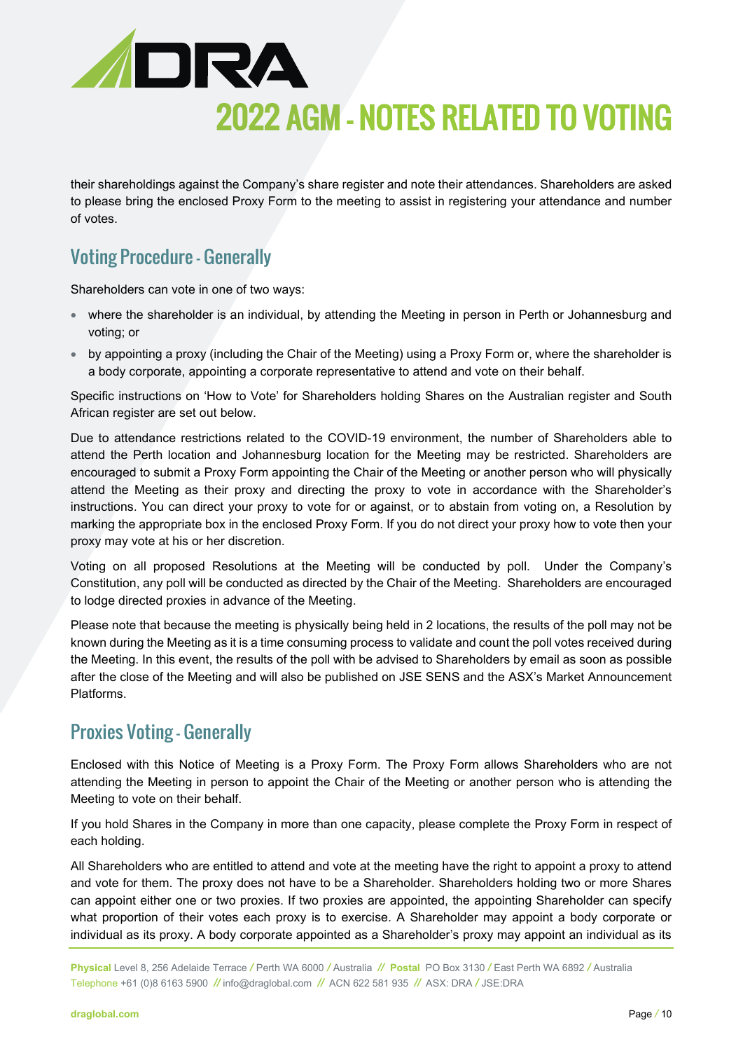their shareholdings against the Company's share register and note their attendances. Shareholders are asked to please bring the enclosed Proxy Form to the meeting to assist in registering your attendance and number of votes.

## Voting Procedure - Generally

Shareholders can vote in one of two ways:

- where the shareholder is an individual, by attending the Meeting in person in Perth or Johannesburg and voting; or
- by appointing a proxy (including the Chair of the Meeting) using a Proxy Form or, where the shareholder is a body corporate, appointing a corporate representative to attend and vote on their behalf.

Specific instructions on 'How to Vote' for Shareholders holding Shares on the Australian register and South African register are set out below.

Due to attendance restrictions related to the COVID-19 environment, the number of Shareholders able to attend the Perth location and Johannesburg location for the Meeting may be restricted. Shareholders are encouraged to submit a Proxy Form appointing the Chair of the Meeting or another person who will physically attend the Meeting as their proxy and directing the proxy to vote in accordance with the Shareholder's instructions. You can direct your proxy to vote for or against, or to abstain from voting on, a Resolution by marking the appropriate box in the enclosed Proxy Form. If you do not direct your proxy how to vote then your proxy may vote at his or her discretion.

Voting on all proposed Resolutions at the Meeting will be conducted by poll. Under the Company's Constitution, any poll will be conducted as directed by the Chair of the Meeting. Shareholders are encouraged to lodge directed proxies in advance of the Meeting.

Please note that because the meeting is physically being held in 2 locations, the results of the poll may not be known during the Meeting as it is a time consuming process to validate and count the poll votes received during the Meeting. In this event, the results of the poll with be advised to Shareholders by email as soon as possible after the close of the Meeting and will also be published on JSE SENS and the ASX's Market Announcement Platforms.

## Proxies Voting - Generally

Enclosed with this Notice of Meeting is a Proxy Form. The Proxy Form allows Shareholders who are not attending the Meeting in person to appoint the Chair of the Meeting or another person who is attending the Meeting to vote on their behalf.

If you hold Shares in the Company in more than one capacity, please complete the Proxy Form in respect of each holding.

All Shareholders who are entitled to attend and vote at the meeting have the right to appoint a proxy to attend and vote for them. The proxy does not have to be a Shareholder. Shareholders holding two or more Shares can appoint either one or two proxies. If two proxies are appointed, the appointing Shareholder can specify what proportion of their votes each proxy is to exercise. A Shareholder may appoint a body corporate or individual as its proxy. A body corporate appointed as a Shareholder's proxy may appoint an individual as its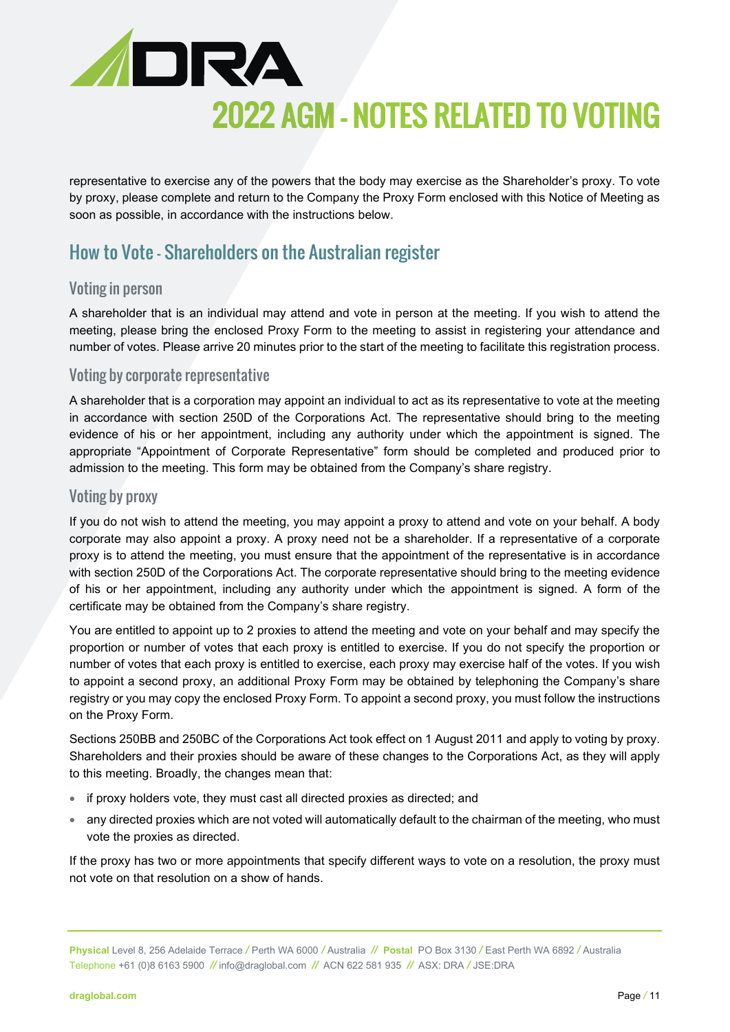representative to exercise any of the powers that the body may exercise as the Shareholder's proxy. To vote by proxy, please complete and return to the Company the Proxy Form enclosed with this Notice of Meeting as soon as possible, in accordance with the instructions below.

## How to Vote - Shareholders on the Australian register

### Voting in person

A shareholder that is an individual may attend and vote in person at the meeting. If you wish to attend the meeting, please bring the enclosed Proxy Form to the meeting to assist in registering your attendance and number of votes. Please arrive 20 minutes prior to the start of the meeting to facilitate this registration process.

### Voting by corporate representative

A shareholder that is a corporation may appoint an individual to act as its representative to vote at the meeting in accordance with section 250D of the Corporations Act. The representative should bring to the meeting evidence of his or her appointment, including any authority under which the appointment is signed. The appropriate "Appointment of Corporate Representative" form should be completed and produced prior to admission to the meeting. This form may be obtained from the Company's share registry.

### Voting by proxy

If you do not wish to attend the meeting, you may appoint a proxy to attend and vote on your behalf. A body corporate may also appoint a proxy. A proxy need not be a shareholder. If a representative of a corporate proxy is to attend the meeting, you must ensure that the appointment of the representative is in accordance with section 250D of the Corporations Act. The corporate representative should bring to the meeting evidence of his or her appointment, including any authority under which the appointment is signed. A form of the certificate may be obtained from the Company's share registry.

You are entitled to appoint up to 2 proxies to attend the meeting and vote on your behalf and may specify the proportion or number of votes that each proxy is entitled to exercise. If you do not specify the proportion or number of votes that each proxy is entitled to exercise, each proxy may exercise half of the votes. If you wish to appoint a second proxy, an additional Proxy Form may be obtained by telephoning the Company's share registry or you may copy the enclosed Proxy Form. To appoint a second proxy, you must follow the instructions on the Proxy Form.

Sections 250BB and 250BC of the Corporations Act took effect on 1 August 2011 and apply to voting by proxy. Shareholders and their proxies should be aware of these changes to the Corporations Act, as they will apply to this meeting. Broadly, the changes mean that:

- if proxy holders vote, they must cast all directed proxies as directed; and
- any directed proxies which are not voted will automatically default to the chairman of the meeting, who must vote the proxies as directed.

If the proxy has two or more appointments that specify different ways to vote on a resolution, the proxy must not vote on that resolution on a show of hands.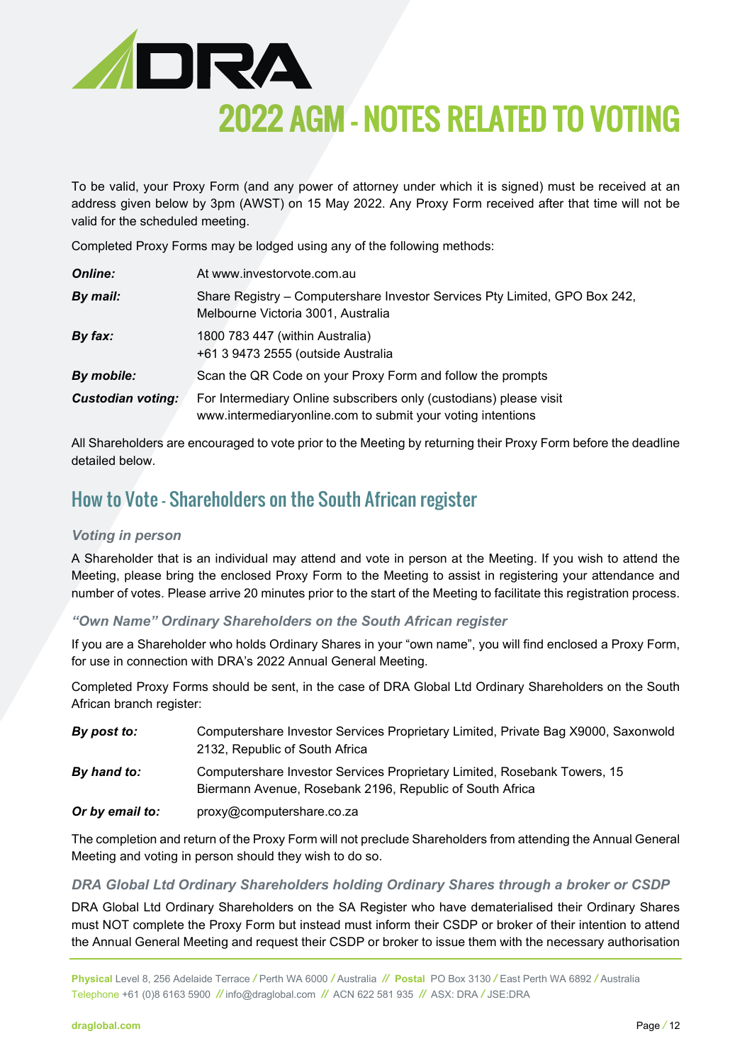# 2022 AGM - NOTES RELATED TO VOTING

To be valid, your Proxy Form (and any power of attorney under which it is signed) must be received at an address given below by 3pm (AWST) on 15 May 2022. Any Proxy Form received after that time will not be valid for the scheduled meeting.

Completed Proxy Forms may be lodged using any of the following methods:

| | |
|---|---|
| ***Online:*** | At www.investorvote.com.au |
| ***By mail:*** | Share Registry – Computershare Investor Services Pty Limited, GPO Box 242, Melbourne Victoria 3001, Australia |
| ***By fax:*** | 1800 783 447 (within Australia)<br>+61 3 9473 2555 (outside Australia |
| ***By mobile:*** | Scan the QR Code on your Proxy Form and follow the prompts |
| ***Custodian voting:*** | For Intermediary Online subscribers only (custodians) please visit www.intermediaryonline.com to submit your voting intentions |

All Shareholders are encouraged to vote prior to the Meeting by returning their Proxy Form before the deadline detailed below.

## How to Vote - Shareholders on the South African register

### *Voting in person*

A Shareholder that is an individual may attend and vote in person at the Meeting. If you wish to attend the Meeting, please bring the enclosed Proxy Form to the Meeting to assist in registering your attendance and number of votes. Please arrive 20 minutes prior to the start of the Meeting to facilitate this registration process.

### *"Own Name" Ordinary Shareholders on the South African register*

If you are a Shareholder who holds Ordinary Shares in your "own name", you will find enclosed a Proxy Form, for use in connection with DRA's 2022 Annual General Meeting.

Completed Proxy Forms should be sent, in the case of DRA Global Ltd Ordinary Shareholders on the South African branch register:

| | |
|---|---|
| ***By post to:*** | Computershare Investor Services Proprietary Limited, Private Bag X9000, Saxonwold 2132, Republic of South Africa |
| ***By hand to:*** | Computershare Investor Services Proprietary Limited, Rosebank Towers, 15 Biermann Avenue, Rosebank 2196, Republic of South Africa |
| ***Or by email to:*** | proxy@computershare.co.za |

The completion and return of the Proxy Form will not preclude Shareholders from attending the Annual General Meeting and voting in person should they wish to do so.

### *DRA Global Ltd Ordinary Shareholders holding Ordinary Shares through a broker or CSDP*

DRA Global Ltd Ordinary Shareholders on the SA Register who have dematerialised their Ordinary Shares must NOT complete the Proxy Form but instead must inform their CSDP or broker of their intention to attend the Annual General Meeting and request their CSDP or broker to issue them with the necessary authorisation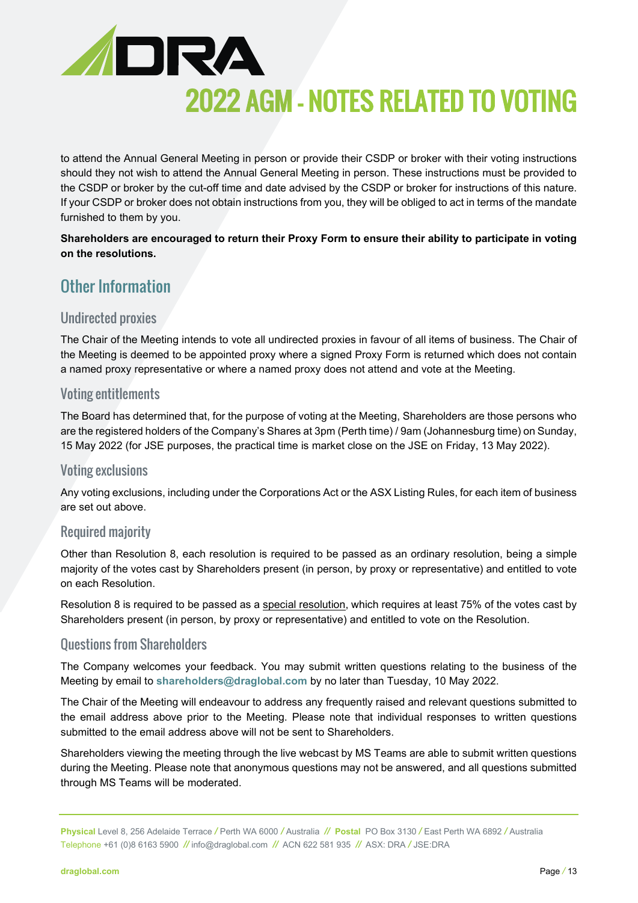to attend the Annual General Meeting in person or provide their CSDP or broker with their voting instructions should they not wish to attend the Annual General Meeting in person. These instructions must be provided to the CSDP or broker by the cut-off time and date advised by the CSDP or broker for instructions of this nature. If your CSDP or broker does not obtain instructions from you, they will be obliged to act in terms of the mandate furnished to them by you.

**Shareholders are encouraged to return their Proxy Form to ensure their ability to participate in voting on the resolutions.**

## Other Information

### Undirected proxies

The Chair of the Meeting intends to vote all undirected proxies in favour of all items of business. The Chair of the Meeting is deemed to be appointed proxy where a signed Proxy Form is returned which does not contain a named proxy representative or where a named proxy does not attend and vote at the Meeting.

### Voting entitlements

The Board has determined that, for the purpose of voting at the Meeting, Shareholders are those persons who are the registered holders of the Company's Shares at 3pm (Perth time) / 9am (Johannesburg time) on Sunday, 15 May 2022 (for JSE purposes, the practical time is market close on the JSE on Friday, 13 May 2022).

### Voting exclusions

Any voting exclusions, including under the Corporations Act or the ASX Listing Rules, for each item of business are set out above.

### Required majority

Other than Resolution 8, each resolution is required to be passed as an ordinary resolution, being a simple majority of the votes cast by Shareholders present (in person, by proxy or representative) and entitled to vote on each Resolution.

Resolution 8 is required to be passed as a special resolution, which requires at least 75% of the votes cast by Shareholders present (in person, by proxy or representative) and entitled to vote on the Resolution.

### Questions from Shareholders

The Company welcomes your feedback. You may submit written questions relating to the business of the Meeting by email to **shareholders@draglobal.com** by no later than Tuesday, 10 May 2022.

The Chair of the Meeting will endeavour to address any frequently raised and relevant questions submitted to the email address above prior to the Meeting. Please note that individual responses to written questions submitted to the email address above will not be sent to Shareholders.

Shareholders viewing the meeting through the live webcast by MS Teams are able to submit written questions during the Meeting. Please note that anonymous questions may not be answered, and all questions submitted through MS Teams will be moderated.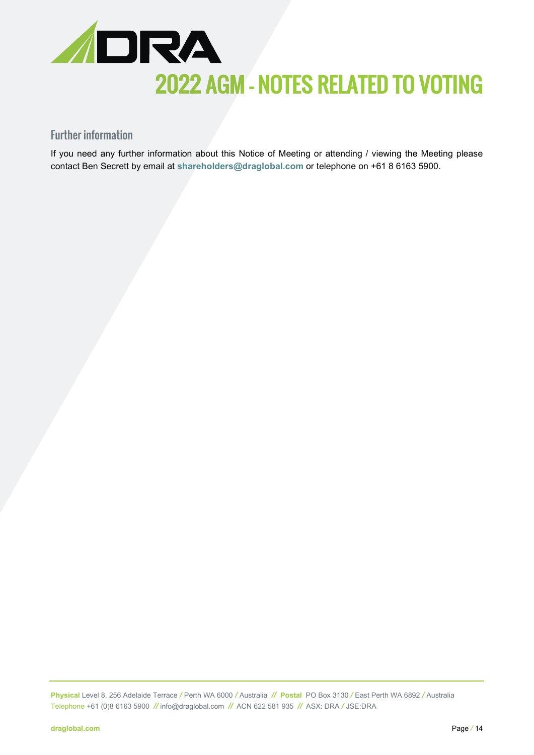# 2022 AGM - NOTES RELATED TO VOTING

## Further information

If you need any further information about this Notice of Meeting or attending / viewing the Meeting please contact Ben Secrett by email at **shareholders@draglobal.com** or telephone on +61 8 6163 5900.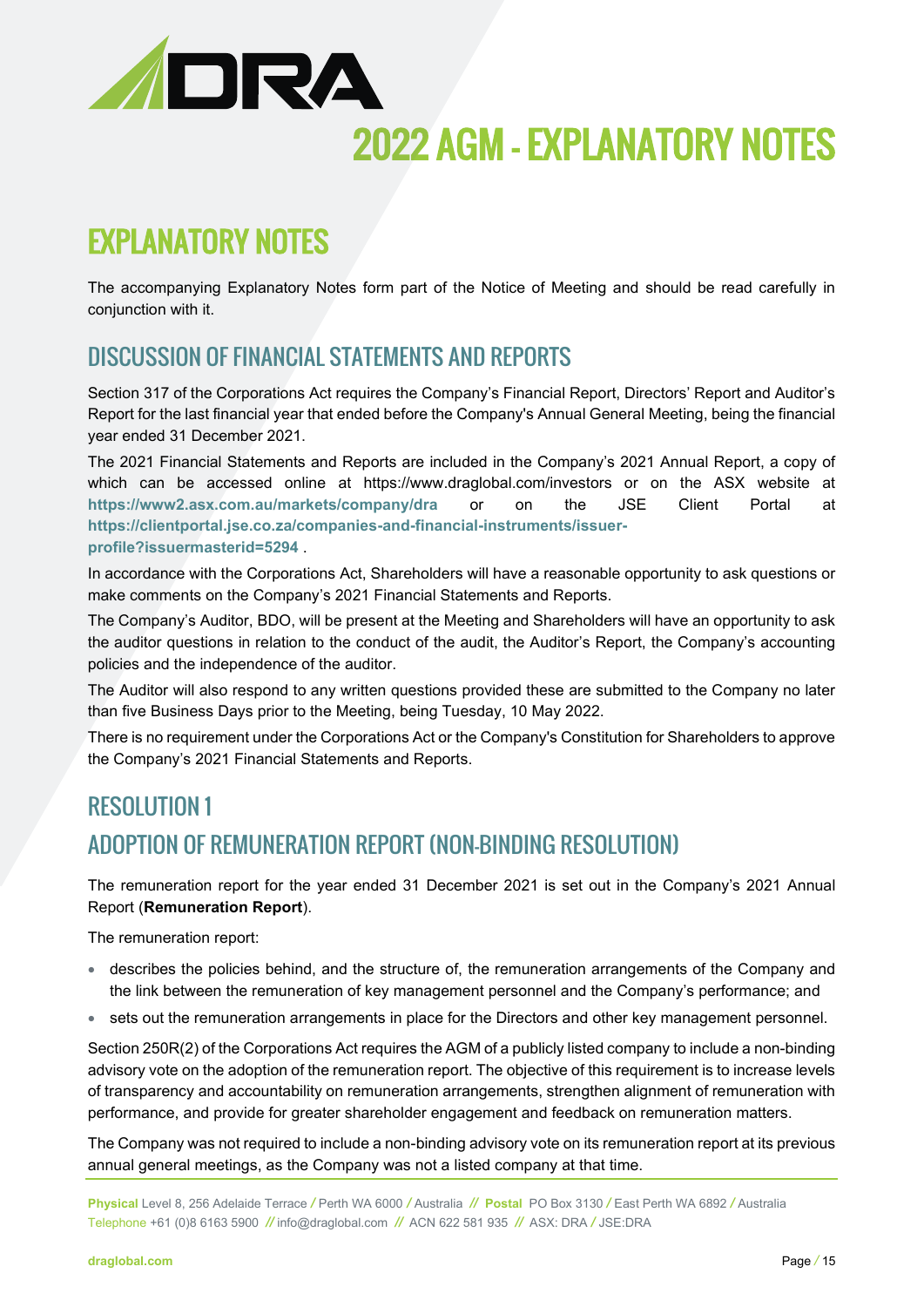# 2022 AGM - EXPLANATORY NOTES

## EXPLANATORY NOTES

The accompanying Explanatory Notes form part of the Notice of Meeting and should be read carefully in conjunction with it.

## DISCUSSION OF FINANCIAL STATEMENTS AND REPORTS

Section 317 of the Corporations Act requires the Company's Financial Report, Directors' Report and Auditor's Report for the last financial year that ended before the Company's Annual General Meeting, being the financial year ended 31 December 2021.

The 2021 Financial Statements and Reports are included in the Company's 2021 Annual Report, a copy of which can be accessed online at https://www.draglobal.com/investors or on the ASX website at **https://www2.asx.com.au/markets/company/dra** or on the JSE Client Portal at **https://clientportal.jse.co.za/companies-and-financial-instruments/issuer-profile?issuermasterid=5294** .

In accordance with the Corporations Act, Shareholders will have a reasonable opportunity to ask questions or make comments on the Company's 2021 Financial Statements and Reports.

The Company's Auditor, BDO, will be present at the Meeting and Shareholders will have an opportunity to ask the auditor questions in relation to the conduct of the audit, the Auditor's Report, the Company's accounting policies and the independence of the auditor.

The Auditor will also respond to any written questions provided these are submitted to the Company no later than five Business Days prior to the Meeting, being Tuesday, 10 May 2022.

There is no requirement under the Corporations Act or the Company's Constitution for Shareholders to approve the Company's 2021 Financial Statements and Reports.

## RESOLUTION 1

## ADOPTION OF REMUNERATION REPORT (NON-BINDING RESOLUTION)

The remuneration report for the year ended 31 December 2021 is set out in the Company's 2021 Annual Report (**Remuneration Report**).

The remuneration report:

- describes the policies behind, and the structure of, the remuneration arrangements of the Company and the link between the remuneration of key management personnel and the Company's performance; and
- sets out the remuneration arrangements in place for the Directors and other key management personnel.

Section 250R(2) of the Corporations Act requires the AGM of a publicly listed company to include a non-binding advisory vote on the adoption of the remuneration report. The objective of this requirement is to increase levels of transparency and accountability on remuneration arrangements, strengthen alignment of remuneration with performance, and provide for greater shareholder engagement and feedback on remuneration matters.

The Company was not required to include a non-binding advisory vote on its remuneration report at its previous annual general meetings, as the Company was not a listed company at that time.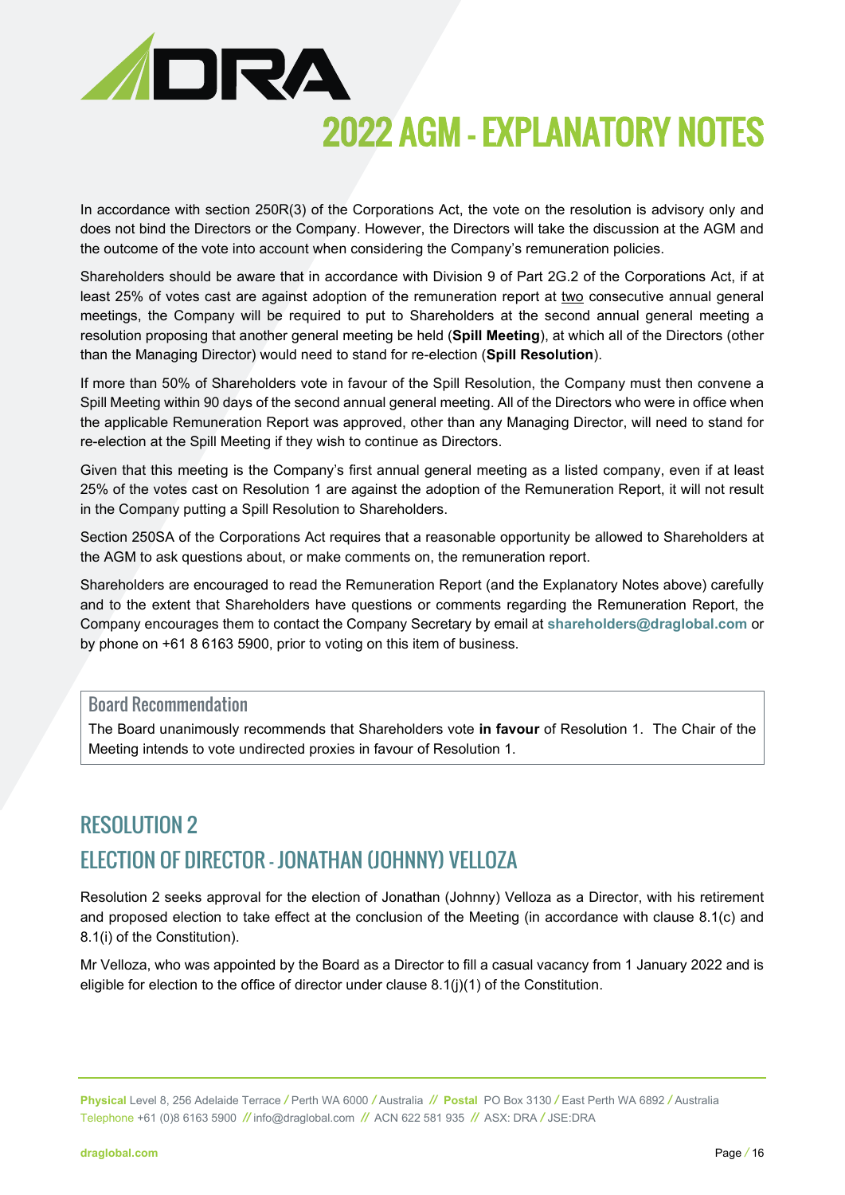# 2022 AGM - EXPLANATORY NOTES

In accordance with section 250R(3) of the Corporations Act, the vote on the resolution is advisory only and does not bind the Directors or the Company. However, the Directors will take the discussion at the AGM and the outcome of the vote into account when considering the Company's remuneration policies.

Shareholders should be aware that in accordance with Division 9 of Part 2G.2 of the Corporations Act, if at least 25% of votes cast are against adoption of the remuneration report at two consecutive annual general meetings, the Company will be required to put to Shareholders at the second annual general meeting a resolution proposing that another general meeting be held (**Spill Meeting**), at which all of the Directors (other than the Managing Director) would need to stand for re-election (**Spill Resolution**).

If more than 50% of Shareholders vote in favour of the Spill Resolution, the Company must then convene a Spill Meeting within 90 days of the second annual general meeting. All of the Directors who were in office when the applicable Remuneration Report was approved, other than any Managing Director, will need to stand for re-election at the Spill Meeting if they wish to continue as Directors.

Given that this meeting is the Company's first annual general meeting as a listed company, even if at least 25% of the votes cast on Resolution 1 are against the adoption of the Remuneration Report, it will not result in the Company putting a Spill Resolution to Shareholders.

Section 250SA of the Corporations Act requires that a reasonable opportunity be allowed to Shareholders at the AGM to ask questions about, or make comments on, the remuneration report.

Shareholders are encouraged to read the Remuneration Report (and the Explanatory Notes above) carefully and to the extent that Shareholders have questions or comments regarding the Remuneration Report, the Company encourages them to contact the Company Secretary by email at **shareholders@draglobal.com** or by phone on +61 8 6163 5900, prior to voting on this item of business.

### Board Recommendation

The Board unanimously recommends that Shareholders vote **in favour** of Resolution 1. The Chair of the Meeting intends to vote undirected proxies in favour of Resolution 1.

## RESOLUTION 2

## ELECTION OF DIRECTOR - JONATHAN (JOHNNY) VELLOZA

Resolution 2 seeks approval for the election of Jonathan (Johnny) Velloza as a Director, with his retirement and proposed election to take effect at the conclusion of the Meeting (in accordance with clause 8.1(c) and 8.1(i) of the Constitution).

Mr Velloza, who was appointed by the Board as a Director to fill a casual vacancy from 1 January 2022 and is eligible for election to the office of director under clause 8.1(j)(1) of the Constitution.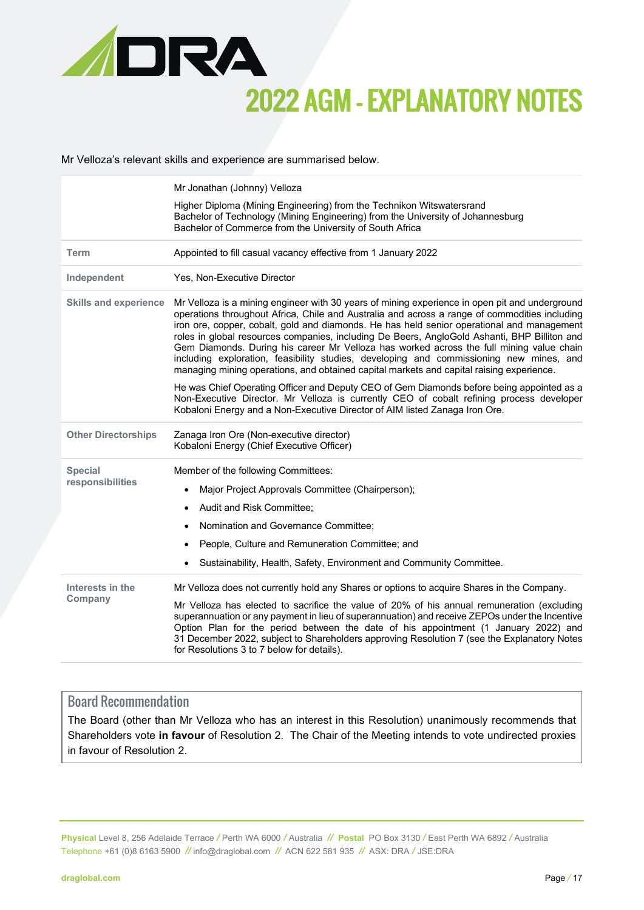Mr Velloza's relevant skills and experience are summarised below.

| | |
|---|---|
| | Mr Jonathan (Johnny) Velloza<br><br>Higher Diploma (Mining Engineering) from the Technikon Witswatersrand<br>Bachelor of Technology (Mining Engineering) from the University of Johannesburg<br>Bachelor of Commerce from the University of South Africa |
| **Term** | Appointed to fill casual vacancy effective from 1 January 2022 |
| **Independent** | Yes, Non-Executive Director |
| **Skills and experience** | Mr Velloza is a mining engineer with 30 years of mining experience in open pit and underground operations throughout Africa, Chile and Australia and across a range of commodities including iron ore, copper, cobalt, gold and diamonds. He has held senior operational and management roles in global resources companies, including De Beers, AngloGold Ashanti, BHP Billiton and Gem Diamonds. During his career Mr Velloza has worked across the full mining value chain including exploration, feasibility studies, developing and commissioning new mines, and managing mining operations, and obtained capital markets and capital raising experience.<br><br>He was Chief Operating Officer and Deputy CEO of Gem Diamonds before being appointed as a Non-Executive Director. Mr Velloza is currently CEO of cobalt refining process developer Kobaloni Energy and a Non-Executive Director of AIM listed Zanaga Iron Ore. |
| **Other Directorships** | Zanaga Iron Ore (Non-executive director)<br>Kobaloni Energy (Chief Executive Officer) |
| **Special responsibilities** | Member of the following Committees:<br>• Major Project Approvals Committee (Chairperson);<br>• Audit and Risk Committee;<br>• Nomination and Governance Committee;<br>• People, Culture and Remuneration Committee; and<br>• Sustainability, Health, Safety, Environment and Community Committee. |
| **Interests in the Company** | Mr Velloza does not currently hold any Shares or options to acquire Shares in the Company.<br><br>Mr Velloza has elected to sacrifice the value of 20% of his annual remuneration (excluding superannuation or any payment in lieu of superannuation) and receive ZEPOs under the Incentive Option Plan for the period between the date of his appointment (1 January 2022) and 31 December 2022, subject to Shareholders approving Resolution 7 (see the Explanatory Notes for Resolutions 3 to 7 below for details). |

## Board Recommendation

The Board (other than Mr Velloza who has an interest in this Resolution) unanimously recommends that Shareholders vote **in favour** of Resolution 2. The Chair of the Meeting intends to vote undirected proxies in favour of Resolution 2.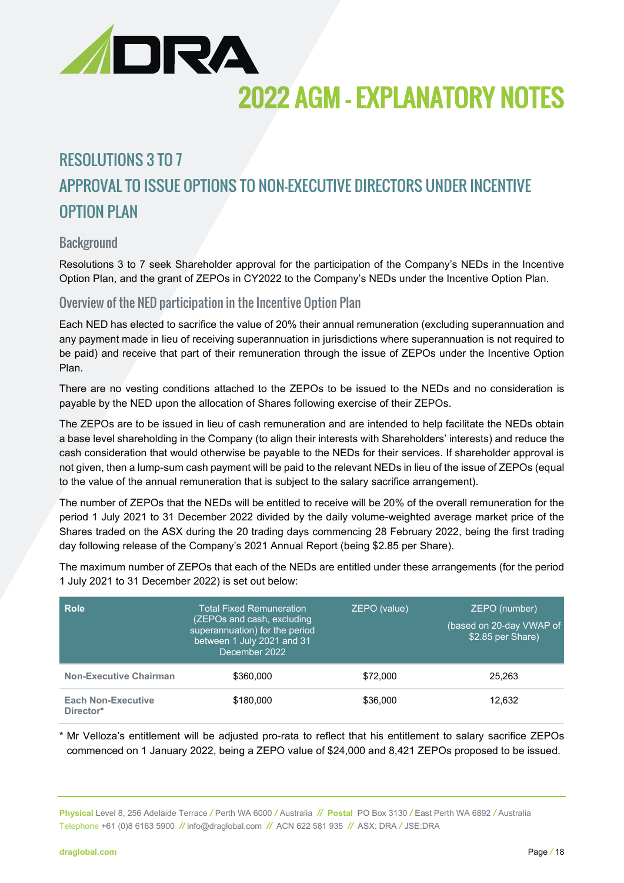# 2022 AGM - EXPLANATORY NOTES

## RESOLUTIONS 3 TO 7

## APPROVAL TO ISSUE OPTIONS TO NON-EXECUTIVE DIRECTORS UNDER INCENTIVE OPTION PLAN

### Background

Resolutions 3 to 7 seek Shareholder approval for the participation of the Company's NEDs in the Incentive Option Plan, and the grant of ZEPOs in CY2022 to the Company's NEDs under the Incentive Option Plan.

### Overview of the NED participation in the Incentive Option Plan

Each NED has elected to sacrifice the value of 20% their annual remuneration (excluding superannuation and any payment made in lieu of receiving superannuation in jurisdictions where superannuation is not required to be paid) and receive that part of their remuneration through the issue of ZEPOs under the Incentive Option Plan.

There are no vesting conditions attached to the ZEPOs to be issued to the NEDs and no consideration is payable by the NED upon the allocation of Shares following exercise of their ZEPOs.

The ZEPOs are to be issued in lieu of cash remuneration and are intended to help facilitate the NEDs obtain a base level shareholding in the Company (to align their interests with Shareholders' interests) and reduce the cash consideration that would otherwise be payable to the NEDs for their services. If shareholder approval is not given, then a lump-sum cash payment will be paid to the relevant NEDs in lieu of the issue of ZEPOs (equal to the value of the annual remuneration that is subject to the salary sacrifice arrangement).

The number of ZEPOs that the NEDs will be entitled to receive will be 20% of the overall remuneration for the period 1 July 2021 to 31 December 2022 divided by the daily volume-weighted average market price of the Shares traded on the ASX during the 20 trading days commencing 28 February 2022, being the first trading day following release of the Company's 2021 Annual Report (being $2.85 per Share).

The maximum number of ZEPOs that each of the NEDs are entitled under these arrangements (for the period 1 July 2021 to 31 December 2022) is set out below:

| Role | Total Fixed Remuneration (ZEPOs and cash, excluding superannuation) for the period between 1 July 2021 and 31 December 2022 | ZEPO (value) | ZEPO (number) (based on 20-day VWAP of $2.85 per Share) |
|---|---|---|---|
| Non-Executive Chairman | $360,000 | $72,000 | 25,263 |
| Each Non-Executive Director* | $180,000 | $36,000 | 12,632 |

\* Mr Velloza's entitlement will be adjusted pro-rata to reflect that his entitlement to salary sacrifice ZEPOs commenced on 1 January 2022, being a ZEPO value of $24,000 and 8,421 ZEPOs proposed to be issued.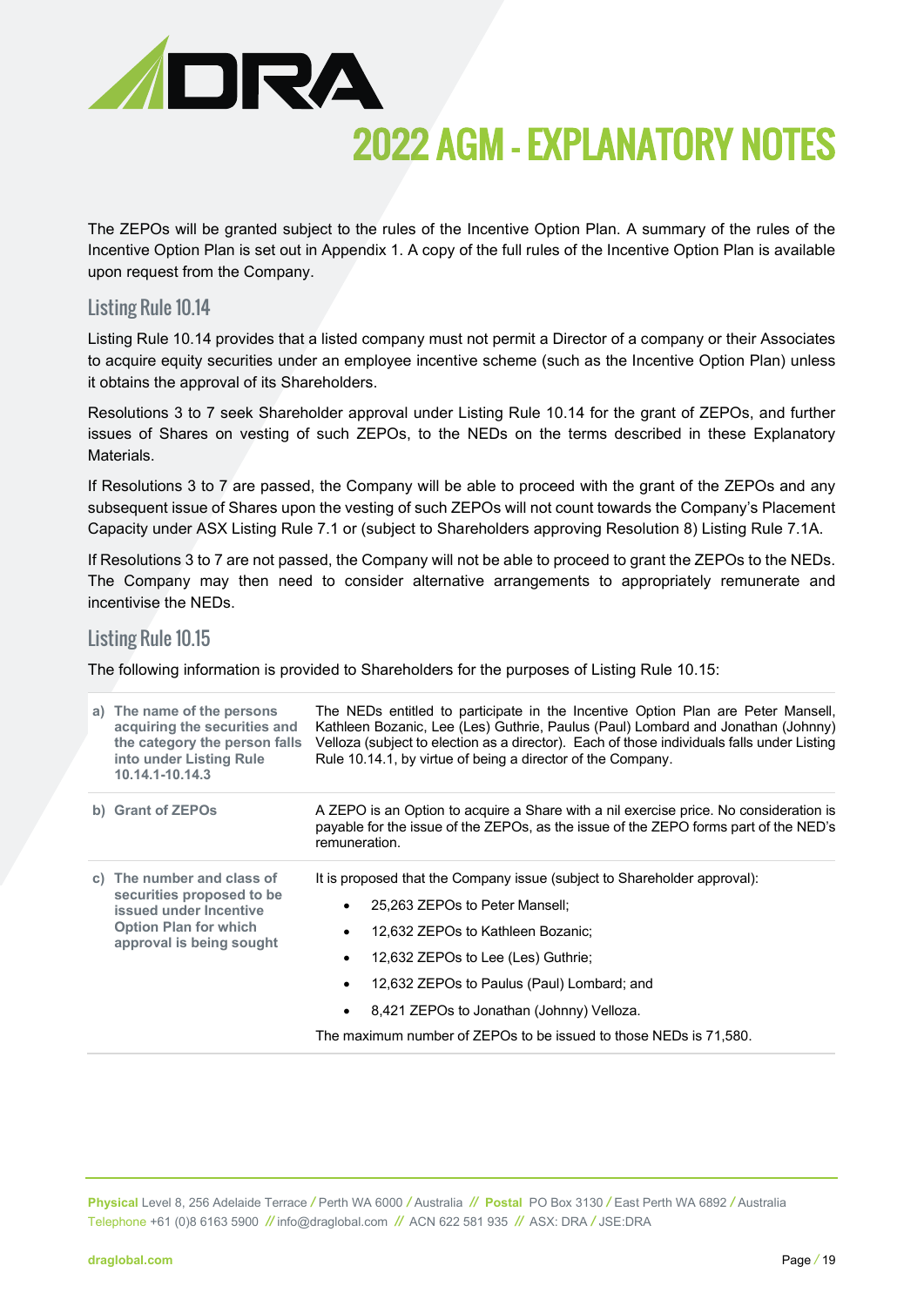The ZEPOs will be granted subject to the rules of the Incentive Option Plan. A summary of the rules of the Incentive Option Plan is set out in Appendix 1. A copy of the full rules of the Incentive Option Plan is available upon request from the Company.

## Listing Rule 10.14

Listing Rule 10.14 provides that a listed company must not permit a Director of a company or their Associates to acquire equity securities under an employee incentive scheme (such as the Incentive Option Plan) unless it obtains the approval of its Shareholders.

Resolutions 3 to 7 seek Shareholder approval under Listing Rule 10.14 for the grant of ZEPOs, and further issues of Shares on vesting of such ZEPOs, to the NEDs on the terms described in these Explanatory Materials.

If Resolutions 3 to 7 are passed, the Company will be able to proceed with the grant of the ZEPOs and any subsequent issue of Shares upon the vesting of such ZEPOs will not count towards the Company's Placement Capacity under ASX Listing Rule 7.1 or (subject to Shareholders approving Resolution 8) Listing Rule 7.1A.

If Resolutions 3 to 7 are not passed, the Company will not be able to proceed to grant the ZEPOs to the NEDs. The Company may then need to consider alternative arrangements to appropriately remunerate and incentivise the NEDs.

## Listing Rule 10.15

The following information is provided to Shareholders for the purposes of Listing Rule 10.15:

| | |
|---|---|
| **a) The name of the persons acquiring the securities and the category the person falls into under Listing Rule 10.14.1-10.14.3** | The NEDs entitled to participate in the Incentive Option Plan are Peter Mansell, Kathleen Bozanic, Lee (Les) Guthrie, Paulus (Paul) Lombard and Jonathan (Johnny) Velloza (subject to election as a director). Each of those individuals falls under Listing Rule 10.14.1, by virtue of being a director of the Company. |
| **b) Grant of ZEPOs** | A ZEPO is an Option to acquire a Share with a nil exercise price. No consideration is payable for the issue of the ZEPOs, as the issue of the ZEPO forms part of the NED's remuneration. |
| **c) The number and class of securities proposed to be issued under Incentive Option Plan for which approval is being sought** | It is proposed that the Company issue (subject to Shareholder approval):<br>• 25,263 ZEPOs to Peter Mansell;<br>• 12,632 ZEPOs to Kathleen Bozanic;<br>• 12,632 ZEPOs to Lee (Les) Guthrie;<br>• 12,632 ZEPOs to Paulus (Paul) Lombard; and<br>• 8,421 ZEPOs to Jonathan (Johnny) Velloza.<br>The maximum number of ZEPOs to be issued to those NEDs is 71,580. |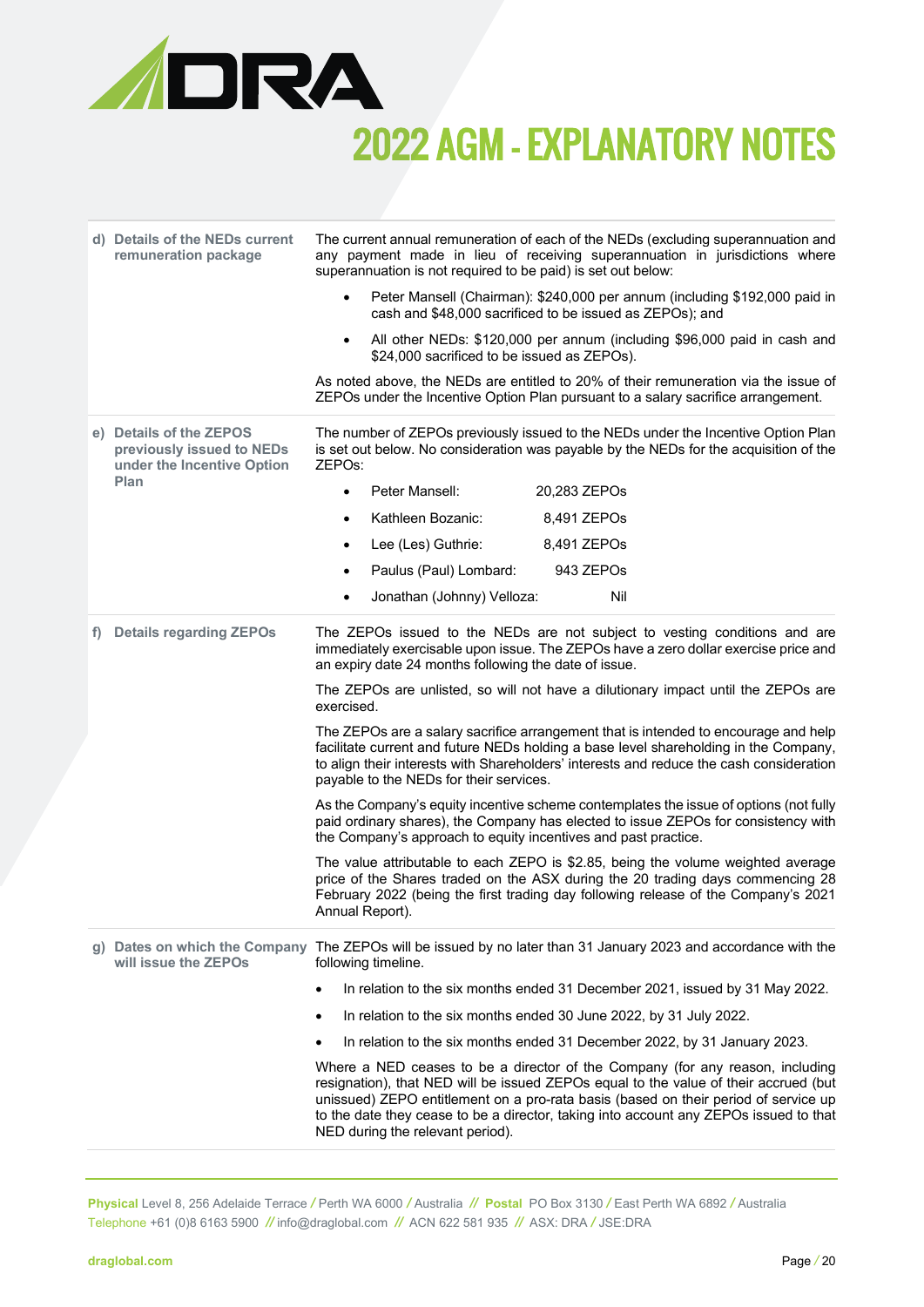# 2022 AGM - EXPLANATORY NOTES

| | |
|---|---|
| **d) Details of the NEDs current remuneration package** | The current annual remuneration of each of the NEDs (excluding superannuation and any payment made in lieu of receiving superannuation in jurisdictions where superannuation is not required to be paid) is set out below:<br>• Peter Mansell (Chairman): \$240,000 per annum (including \$192,000 paid in cash and \$48,000 sacrificed to be issued as ZEPOs); and<br>• All other NEDs: \$120,000 per annum (including \$96,000 paid in cash and \$24,000 sacrificed to be issued as ZEPOs).<br>As noted above, the NEDs are entitled to 20% of their remuneration via the issue of ZEPOs under the Incentive Option Plan pursuant to a salary sacrifice arrangement. |
| **e) Details of the ZEPOS previously issued to NEDs under the Incentive Option Plan** | The number of ZEPOs previously issued to the NEDs under the Incentive Option Plan is set out below. No consideration was payable by the NEDs for the acquisition of the ZEPOs:<br>• Peter Mansell: 20,283 ZEPOs<br>• Kathleen Bozanic: 8,491 ZEPOs<br>• Lee (Les) Guthrie: 8,491 ZEPOs<br>• Paulus (Paul) Lombard: 943 ZEPOs<br>• Jonathan (Johnny) Velloza: Nil |
| **f) Details regarding ZEPOs** | The ZEPOs issued to the NEDs are not subject to vesting conditions and are immediately exercisable upon issue. The ZEPOs have a zero dollar exercise price and an expiry date 24 months following the date of issue.<br>The ZEPOs are unlisted, so will not have a dilutionary impact until the ZEPOs are exercised.<br>The ZEPOs are a salary sacrifice arrangement that is intended to encourage and help facilitate current and future NEDs holding a base level shareholding in the Company, to align their interests with Shareholders' interests and reduce the cash consideration payable to the NEDs for their services.<br>As the Company's equity incentive scheme contemplates the issue of options (not fully paid ordinary shares), the Company has elected to issue ZEPOs for consistency with the Company's approach to equity incentives and past practice.<br>The value attributable to each ZEPO is \$2.85, being the volume weighted average price of the Shares traded on the ASX during the 20 trading days commencing 28 February 2022 (being the first trading day following release of the Company's 2021 Annual Report). |
| **g) Dates on which the Company will issue the ZEPOs** | The ZEPOs will be issued by no later than 31 January 2023 and accordance with the following timeline.<br>• In relation to the six months ended 31 December 2021, issued by 31 May 2022.<br>• In relation to the six months ended 30 June 2022, by 31 July 2022.<br>• In relation to the six months ended 31 December 2022, by 31 January 2023.<br>Where a NED ceases to be a director of the Company (for any reason, including resignation), that NED will be issued ZEPOs equal to the value of their accrued (but unissued) ZEPO entitlement on a pro-rata basis (based on their period of service up to the date they cease to be a director, taking into account any ZEPOs issued to that NED during the relevant period). |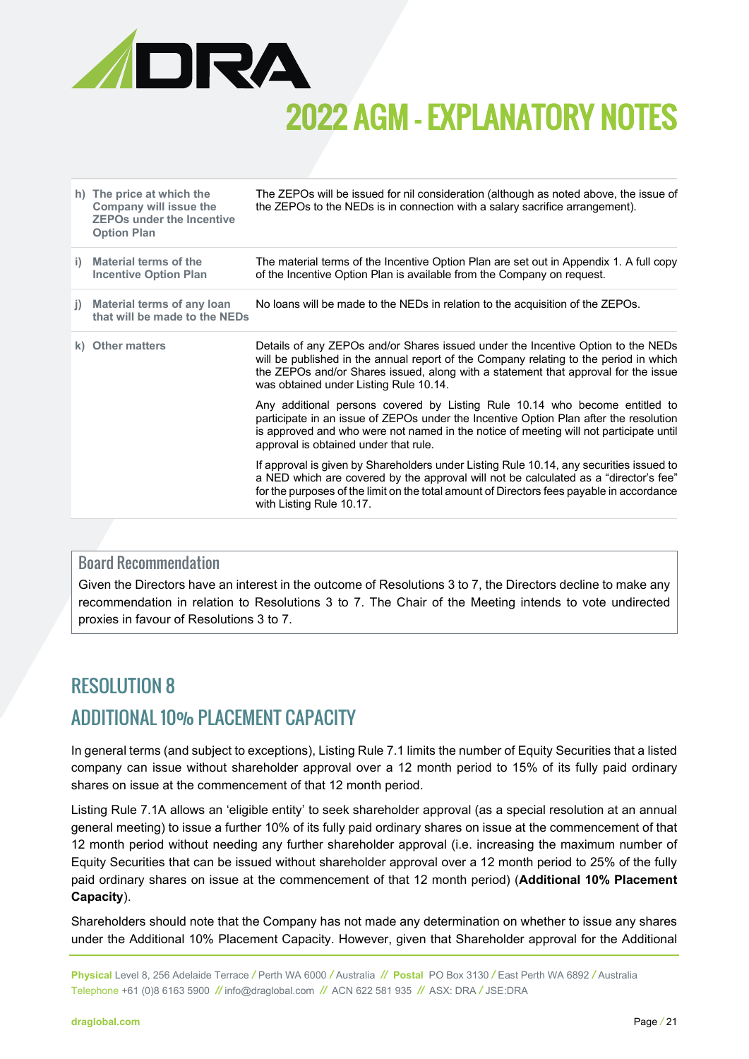| | |
|---|---|
| h) The price at which the Company will issue the ZEPOs under the Incentive Option Plan | The ZEPOs will be issued for nil consideration (although as noted above, the issue of the ZEPOs to the NEDs is in connection with a salary sacrifice arrangement). |
| i) Material terms of the Incentive Option Plan | The material terms of the Incentive Option Plan are set out in Appendix 1. A full copy of the Incentive Option Plan is available from the Company on request. |
| j) Material terms of any loan that will be made to the NEDs | No loans will be made to the NEDs in relation to the acquisition of the ZEPOs. |
| k) Other matters | Details of any ZEPOs and/or Shares issued under the Incentive Option to the NEDs will be published in the annual report of the Company relating to the period in which the ZEPOs and/or Shares issued, along with a statement that approval for the issue was obtained under Listing Rule 10.14.<br><br>Any additional persons covered by Listing Rule 10.14 who become entitled to participate in an issue of ZEPOs under the Incentive Option Plan after the resolution is approved and who were not named in the notice of meeting will not participate until approval is obtained under that rule.<br><br>If approval is given by Shareholders under Listing Rule 10.14, any securities issued to a NED which are covered by the approval will not be calculated as a "director's fee" for the purposes of the limit on the total amount of Directors fees payable in accordance with Listing Rule 10.17. |

### Board Recommendation

Given the Directors have an interest in the outcome of Resolutions 3 to 7, the Directors decline to make any recommendation in relation to Resolutions 3 to 7. The Chair of the Meeting intends to vote undirected proxies in favour of Resolutions 3 to 7.

## RESOLUTION 8
## ADDITIONAL 10% PLACEMENT CAPACITY

In general terms (and subject to exceptions), Listing Rule 7.1 limits the number of Equity Securities that a listed company can issue without shareholder approval over a 12 month period to 15% of its fully paid ordinary shares on issue at the commencement of that 12 month period.

Listing Rule 7.1A allows an 'eligible entity' to seek shareholder approval (as a special resolution at an annual general meeting) to issue a further 10% of its fully paid ordinary shares on issue at the commencement of that 12 month period without needing any further shareholder approval (i.e. increasing the maximum number of Equity Securities that can be issued without shareholder approval over a 12 month period to 25% of the fully paid ordinary shares on issue at the commencement of that 12 month period) (**Additional 10% Placement Capacity**).

Shareholders should note that the Company has not made any determination on whether to issue any shares under the Additional 10% Placement Capacity. However, given that Shareholder approval for the Additional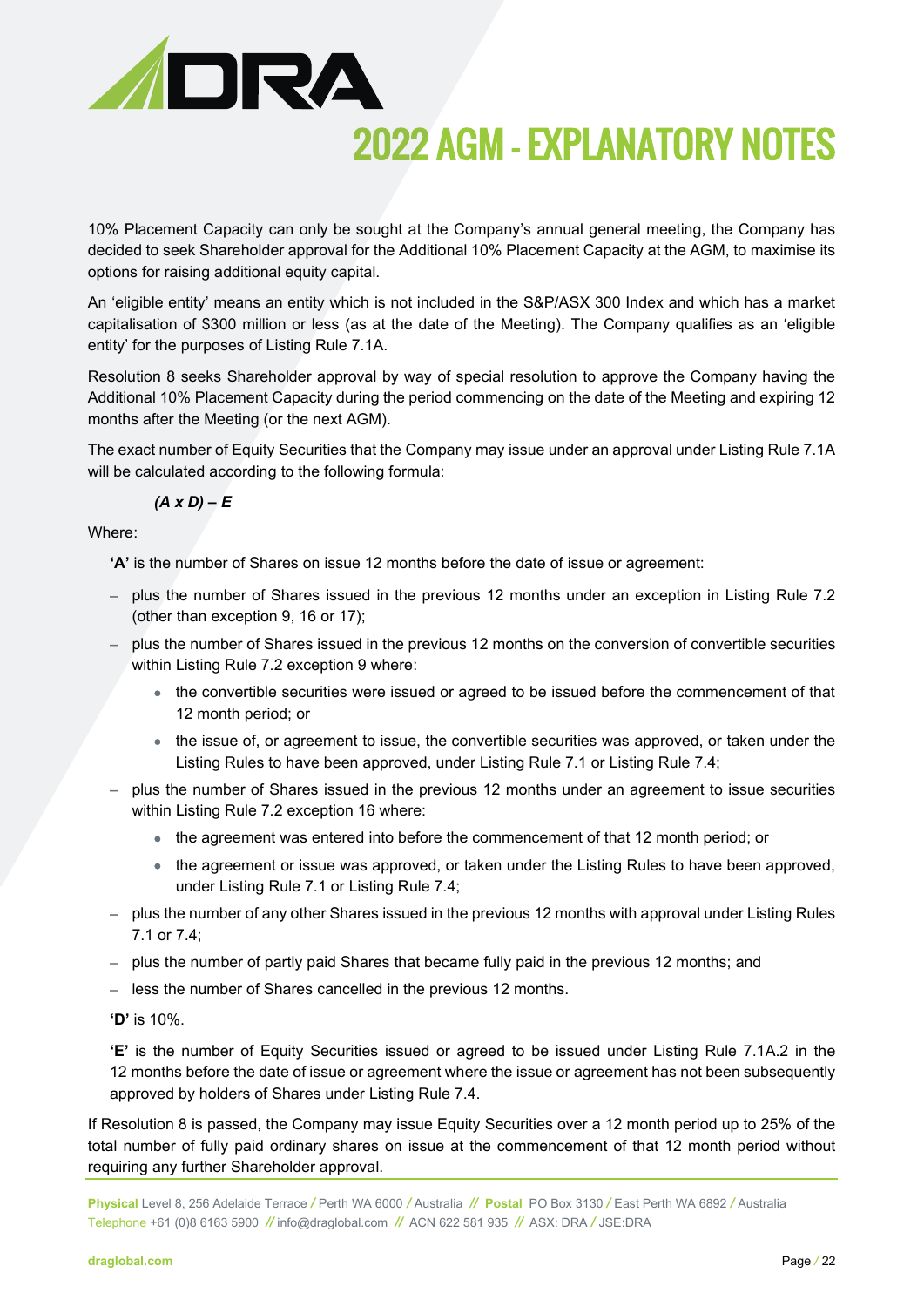10% Placement Capacity can only be sought at the Company's annual general meeting, the Company has decided to seek Shareholder approval for the Additional 10% Placement Capacity at the AGM, to maximise its options for raising additional equity capital.

An 'eligible entity' means an entity which is not included in the S&P/ASX 300 Index and which has a market capitalisation of $300 million or less (as at the date of the Meeting). The Company qualifies as an 'eligible entity' for the purposes of Listing Rule 7.1A.

Resolution 8 seeks Shareholder approval by way of special resolution to approve the Company having the Additional 10% Placement Capacity during the period commencing on the date of the Meeting and expiring 12 months after the Meeting (or the next AGM).

The exact number of Equity Securities that the Company may issue under an approval under Listing Rule 7.1A will be calculated according to the following formula:

***(A x D) – E***

Where:

**'A'** is the number of Shares on issue 12 months before the date of issue or agreement:

- plus the number of Shares issued in the previous 12 months under an exception in Listing Rule 7.2 (other than exception 9, 16 or 17);
- plus the number of Shares issued in the previous 12 months on the conversion of convertible securities within Listing Rule 7.2 exception 9 where:
  - the convertible securities were issued or agreed to be issued before the commencement of that 12 month period; or
  - the issue of, or agreement to issue, the convertible securities was approved, or taken under the Listing Rules to have been approved, under Listing Rule 7.1 or Listing Rule 7.4;
- plus the number of Shares issued in the previous 12 months under an agreement to issue securities within Listing Rule 7.2 exception 16 where:
  - the agreement was entered into before the commencement of that 12 month period; or
  - the agreement or issue was approved, or taken under the Listing Rules to have been approved, under Listing Rule 7.1 or Listing Rule 7.4;
- plus the number of any other Shares issued in the previous 12 months with approval under Listing Rules 7.1 or 7.4;
- plus the number of partly paid Shares that became fully paid in the previous 12 months; and
- less the number of Shares cancelled in the previous 12 months.

**'D'** is 10%.

**'E'** is the number of Equity Securities issued or agreed to be issued under Listing Rule 7.1A.2 in the 12 months before the date of issue or agreement where the issue or agreement has not been subsequently approved by holders of Shares under Listing Rule 7.4.

If Resolution 8 is passed, the Company may issue Equity Securities over a 12 month period up to 25% of the total number of fully paid ordinary shares on issue at the commencement of that 12 month period without requiring any further Shareholder approval.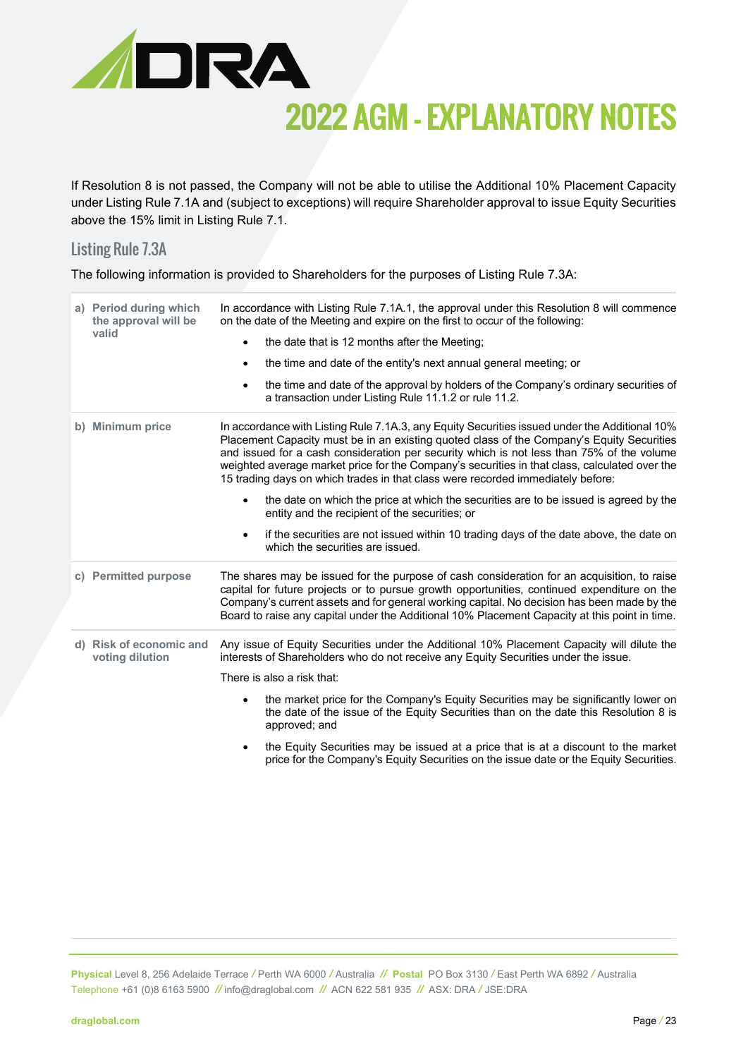If Resolution 8 is not passed, the Company will not be able to utilise the Additional 10% Placement Capacity under Listing Rule 7.1A and (subject to exceptions) will require Shareholder approval to issue Equity Securities above the 15% limit in Listing Rule 7.1.

## Listing Rule 7.3A

The following information is provided to Shareholders for the purposes of Listing Rule 7.3A:

| | |
|---|---|
| **a) Period during which the approval will be valid** | In accordance with Listing Rule 7.1A.1, the approval under this Resolution 8 will commence on the date of the Meeting and expire on the first to occur of the following:<br>• the date that is 12 months after the Meeting;<br>• the time and date of the entity's next annual general meeting; or<br>• the time and date of the approval by holders of the Company's ordinary securities of a transaction under Listing Rule 11.1.2 or rule 11.2. |
| **b) Minimum price** | In accordance with Listing Rule 7.1A.3, any Equity Securities issued under the Additional 10% Placement Capacity must be in an existing quoted class of the Company's Equity Securities and issued for a cash consideration per security which is not less than 75% of the volume weighted average market price for the Company's securities in that class, calculated over the 15 trading days on which trades in that class were recorded immediately before:<br>• the date on which the price at which the securities are to be issued is agreed by the entity and the recipient of the securities; or<br>• if the securities are not issued within 10 trading days of the date above, the date on which the securities are issued. |
| **c) Permitted purpose** | The shares may be issued for the purpose of cash consideration for an acquisition, to raise capital for future projects or to pursue growth opportunities, continued expenditure on the Company's current assets and for general working capital. No decision has been made by the Board to raise any capital under the Additional 10% Placement Capacity at this point in time. |
| **d) Risk of economic and voting dilution** | Any issue of Equity Securities under the Additional 10% Placement Capacity will dilute the interests of Shareholders who do not receive any Equity Securities under the issue.<br>There is also a risk that:<br>• the market price for the Company's Equity Securities may be significantly lower on the date of the issue of the Equity Securities than on the date this Resolution 8 is approved; and<br>• the Equity Securities may be issued at a price that is at a discount to the market price for the Company's Equity Securities on the issue date or the Equity Securities. |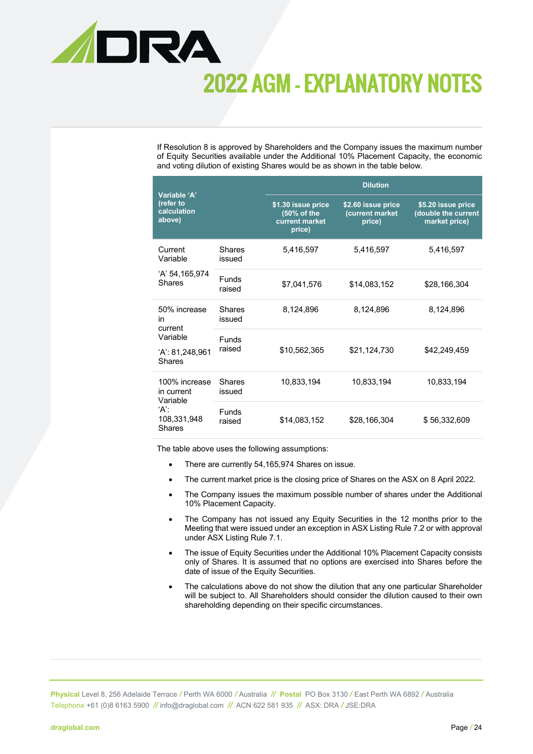If Resolution 8 is approved by Shareholders and the Company issues the maximum number of Equity Securities available under the Additional 10% Placement Capacity, the economic and voting dilution of existing Shares would be as shown in the table below.

| Variable 'A' (refer to calculation above) | | Dilution | | |
|---|---|---|---|---|
| | | $1.30 issue price (50% of the current market price) | $2.60 issue price (current market price) | $5.20 issue price (double the current market price) |
| Current Variable 'A' 54,165,974 Shares | Shares issued | 5,416,597 | 5,416,597 | 5,416,597 |
| | Funds raised | $7,041,576 | $14,083,152 | $28,166,304 |
| 50% increase in current Variable 'A': 81,248,961 Shares | Shares issued | 8,124,896 | 8,124,896 | 8,124,896 |
| | Funds raised | $10,562,365 | $21,124,730 | $42,249,459 |
| 100% increase in current Variable 'A': 108,331,948 Shares | Shares issued | 10,833,194 | 10,833,194 | 10,833,194 |
| | Funds raised | $14,083,152 | $28,166,304 | $ 56,332,609 |

The table above uses the following assumptions:

- There are currently 54,165,974 Shares on issue.
- The current market price is the closing price of Shares on the ASX on 8 April 2022.
- The Company issues the maximum possible number of shares under the Additional 10% Placement Capacity.
- The Company has not issued any Equity Securities in the 12 months prior to the Meeting that were issued under an exception in ASX Listing Rule 7.2 or with approval under ASX Listing Rule 7.1.
- The issue of Equity Securities under the Additional 10% Placement Capacity consists only of Shares. It is assumed that no options are exercised into Shares before the date of issue of the Equity Securities.
- The calculations above do not show the dilution that any one particular Shareholder will be subject to. All Shareholders should consider the dilution caused to their own shareholding depending on their specific circumstances.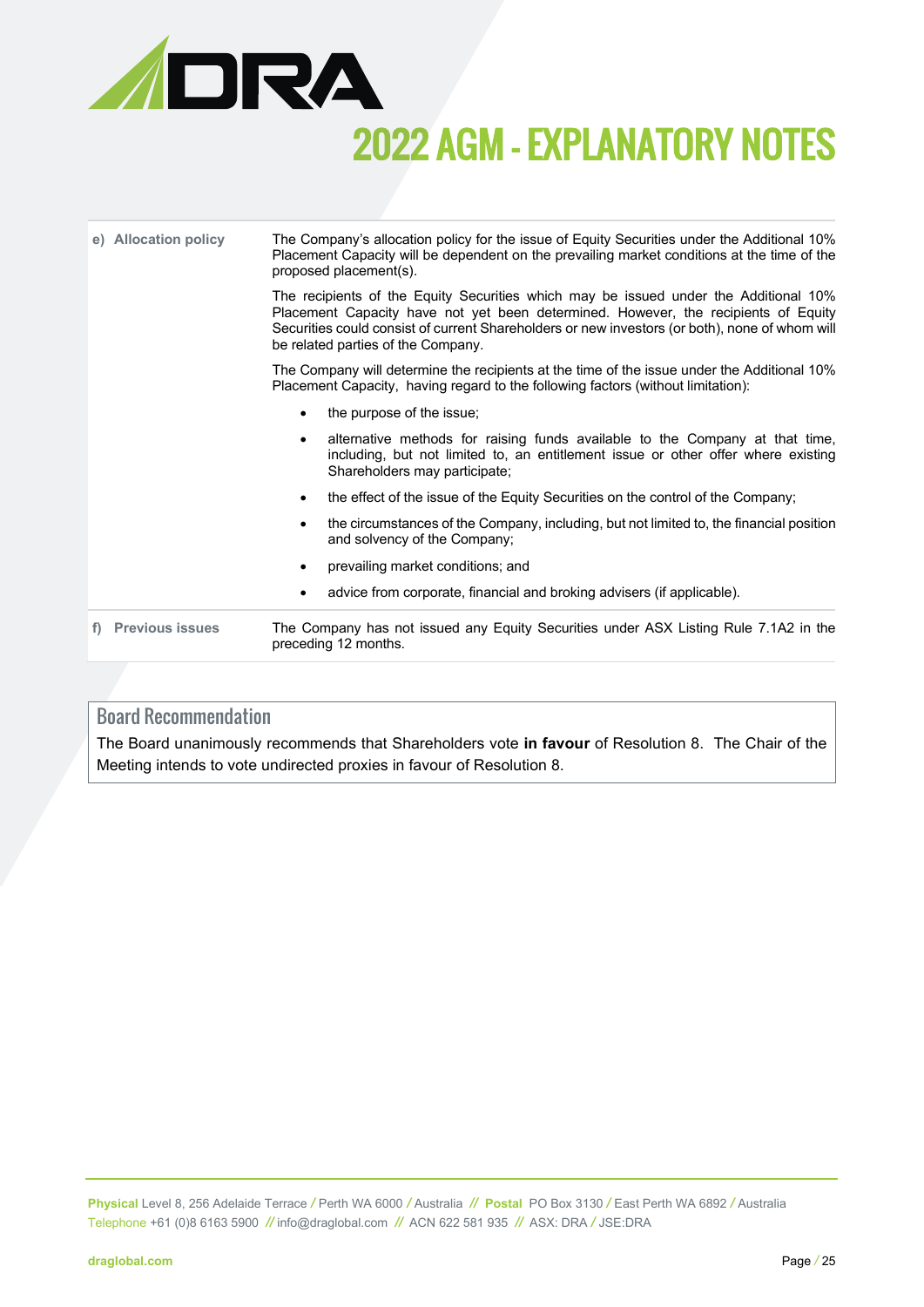| | |
|---|---|
| **e) Allocation policy** | The Company's allocation policy for the issue of Equity Securities under the Additional 10% Placement Capacity will be dependent on the prevailing market conditions at the time of the proposed placement(s).<br><br>The recipients of the Equity Securities which may be issued under the Additional 10% Placement Capacity have not yet been determined. However, the recipients of Equity Securities could consist of current Shareholders or new investors (or both), none of whom will be related parties of the Company.<br><br>The Company will determine the recipients at the time of the issue under the Additional 10% Placement Capacity, having regard to the following factors (without limitation):<br><br>• the purpose of the issue;<br>• alternative methods for raising funds available to the Company at that time, including, but not limited to, an entitlement issue or other offer where existing Shareholders may participate;<br>• the effect of the issue of the Equity Securities on the control of the Company;<br>• the circumstances of the Company, including, but not limited to, the financial position and solvency of the Company;<br>• prevailing market conditions; and<br>• advice from corporate, financial and broking advisers (if applicable). |
| **f) Previous issues** | The Company has not issued any Equity Securities under ASX Listing Rule 7.1A2 in the preceding 12 months. |

## Board Recommendation

The Board unanimously recommends that Shareholders vote **in favour** of Resolution 8. The Chair of the Meeting intends to vote undirected proxies in favour of Resolution 8.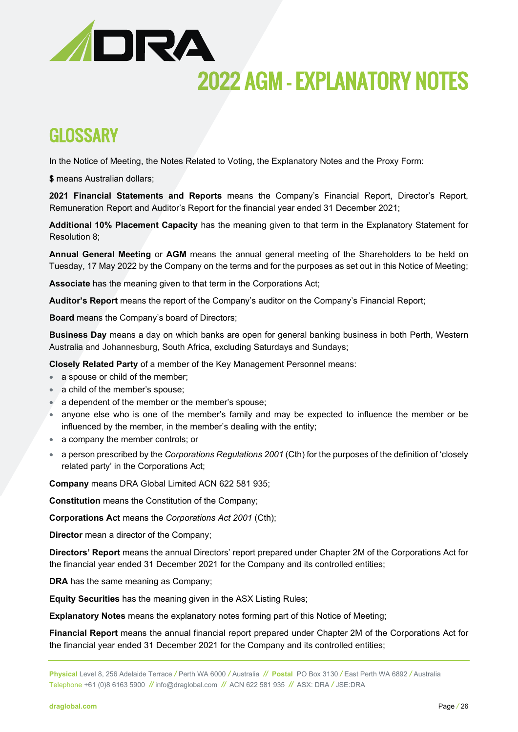# 2022 AGM - EXPLANATORY NOTES

## GLOSSARY

In the Notice of Meeting, the Notes Related to Voting, the Explanatory Notes and the Proxy Form:

**$** means Australian dollars;

**2021 Financial Statements and Reports** means the Company's Financial Report, Director's Report, Remuneration Report and Auditor's Report for the financial year ended 31 December 2021;

**Additional 10% Placement Capacity** has the meaning given to that term in the Explanatory Statement for Resolution 8;

**Annual General Meeting** or **AGM** means the annual general meeting of the Shareholders to be held on Tuesday, 17 May 2022 by the Company on the terms and for the purposes as set out in this Notice of Meeting;

**Associate** has the meaning given to that term in the Corporations Act;

**Auditor's Report** means the report of the Company's auditor on the Company's Financial Report;

**Board** means the Company's board of Directors;

**Business Day** means a day on which banks are open for general banking business in both Perth, Western Australia and Johannesburg, South Africa, excluding Saturdays and Sundays;

**Closely Related Party** of a member of the Key Management Personnel means:

- a spouse or child of the member;
- a child of the member's spouse;
- a dependent of the member or the member's spouse;
- anyone else who is one of the member's family and may be expected to influence the member or be influenced by the member, in the member's dealing with the entity;
- a company the member controls; or
- a person prescribed by the *Corporations Regulations 2001* (Cth) for the purposes of the definition of 'closely related party' in the Corporations Act;

**Company** means DRA Global Limited ACN 622 581 935;

**Constitution** means the Constitution of the Company;

**Corporations Act** means the *Corporations Act 2001* (Cth);

**Director** mean a director of the Company;

**Directors' Report** means the annual Directors' report prepared under Chapter 2M of the Corporations Act for the financial year ended 31 December 2021 for the Company and its controlled entities;

**DRA** has the same meaning as Company;

**Equity Securities** has the meaning given in the ASX Listing Rules;

**Explanatory Notes** means the explanatory notes forming part of this Notice of Meeting;

**Financial Report** means the annual financial report prepared under Chapter 2M of the Corporations Act for the financial year ended 31 December 2021 for the Company and its controlled entities;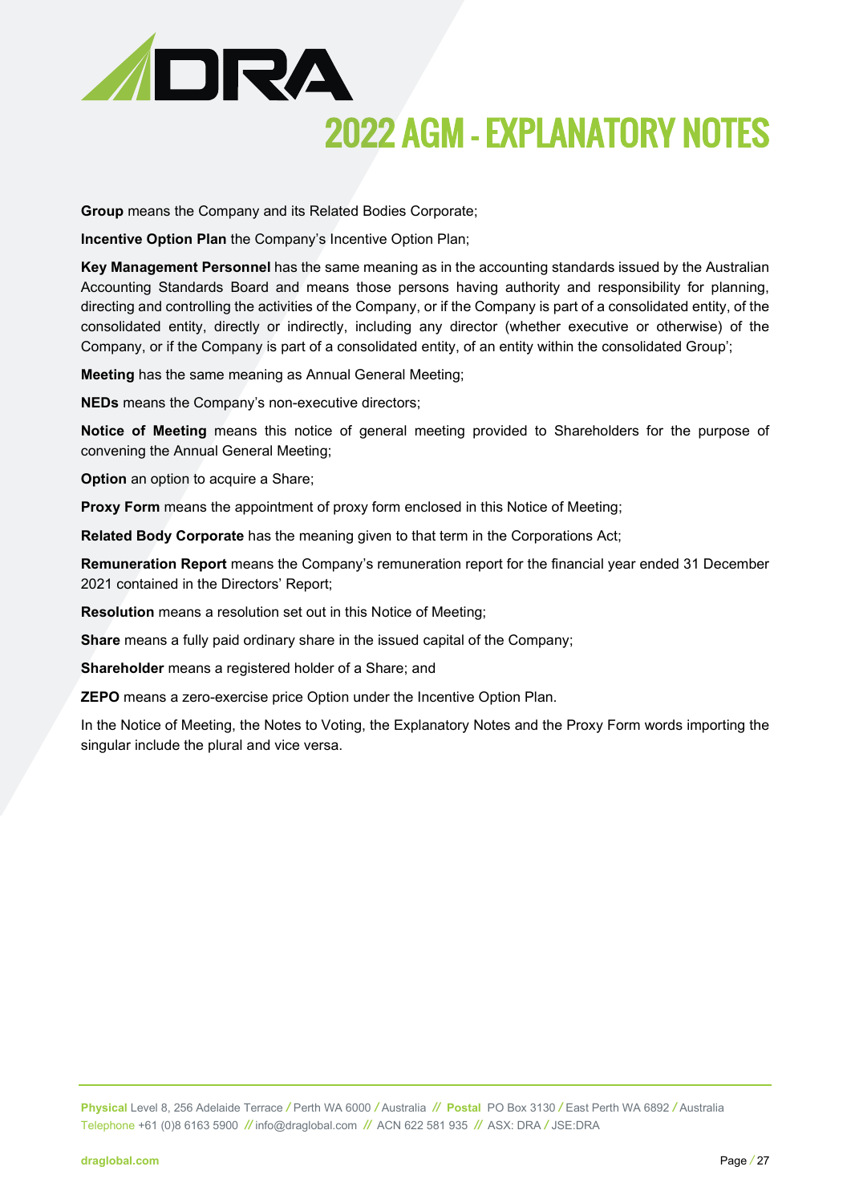**Group** means the Company and its Related Bodies Corporate;

**Incentive Option Plan** the Company's Incentive Option Plan;

**Key Management Personnel** has the same meaning as in the accounting standards issued by the Australian Accounting Standards Board and means those persons having authority and responsibility for planning, directing and controlling the activities of the Company, or if the Company is part of a consolidated entity, of the consolidated entity, directly or indirectly, including any director (whether executive or otherwise) of the Company, or if the Company is part of a consolidated entity, of an entity within the consolidated Group';

**Meeting** has the same meaning as Annual General Meeting;

**NEDs** means the Company's non-executive directors;

**Notice of Meeting** means this notice of general meeting provided to Shareholders for the purpose of convening the Annual General Meeting;

**Option** an option to acquire a Share;

**Proxy Form** means the appointment of proxy form enclosed in this Notice of Meeting;

**Related Body Corporate** has the meaning given to that term in the Corporations Act;

**Remuneration Report** means the Company's remuneration report for the financial year ended 31 December 2021 contained in the Directors' Report;

**Resolution** means a resolution set out in this Notice of Meeting;

**Share** means a fully paid ordinary share in the issued capital of the Company;

**Shareholder** means a registered holder of a Share; and

**ZEPO** means a zero-exercise price Option under the Incentive Option Plan.

In the Notice of Meeting, the Notes to Voting, the Explanatory Notes and the Proxy Form words importing the singular include the plural and vice versa.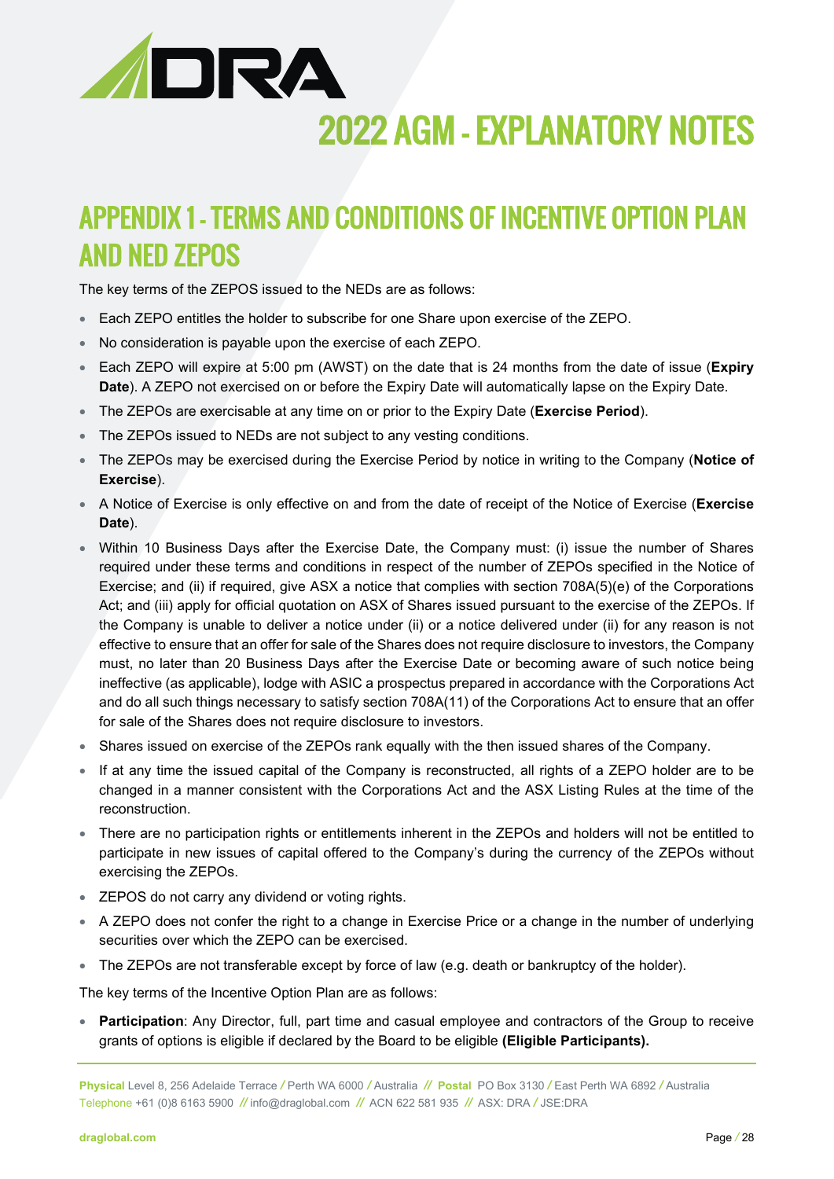# 2022 AGM - EXPLANATORY NOTES

## APPENDIX 1 - TERMS AND CONDITIONS OF INCENTIVE OPTION PLAN AND NED ZEPOS

The key terms of the ZEPOS issued to the NEDs are as follows:

- Each ZEPO entitles the holder to subscribe for one Share upon exercise of the ZEPO.
- No consideration is payable upon the exercise of each ZEPO.
- Each ZEPO will expire at 5:00 pm (AWST) on the date that is 24 months from the date of issue (**Expiry Date**). A ZEPO not exercised on or before the Expiry Date will automatically lapse on the Expiry Date.
- The ZEPOs are exercisable at any time on or prior to the Expiry Date (**Exercise Period**).
- The ZEPOs issued to NEDs are not subject to any vesting conditions.
- The ZEPOs may be exercised during the Exercise Period by notice in writing to the Company (**Notice of Exercise**).
- A Notice of Exercise is only effective on and from the date of receipt of the Notice of Exercise (**Exercise Date**).
- Within 10 Business Days after the Exercise Date, the Company must: (i) issue the number of Shares required under these terms and conditions in respect of the number of ZEPOs specified in the Notice of Exercise; and (ii) if required, give ASX a notice that complies with section 708A(5)(e) of the Corporations Act; and (iii) apply for official quotation on ASX of Shares issued pursuant to the exercise of the ZEPOs. If the Company is unable to deliver a notice under (ii) or a notice delivered under (ii) for any reason is not effective to ensure that an offer for sale of the Shares does not require disclosure to investors, the Company must, no later than 20 Business Days after the Exercise Date or becoming aware of such notice being ineffective (as applicable), lodge with ASIC a prospectus prepared in accordance with the Corporations Act and do all such things necessary to satisfy section 708A(11) of the Corporations Act to ensure that an offer for sale of the Shares does not require disclosure to investors.
- Shares issued on exercise of the ZEPOs rank equally with the then issued shares of the Company.
- If at any time the issued capital of the Company is reconstructed, all rights of a ZEPO holder are to be changed in a manner consistent with the Corporations Act and the ASX Listing Rules at the time of the reconstruction.
- There are no participation rights or entitlements inherent in the ZEPOs and holders will not be entitled to participate in new issues of capital offered to the Company's during the currency of the ZEPOs without exercising the ZEPOs.
- ZEPOS do not carry any dividend or voting rights.
- A ZEPO does not confer the right to a change in Exercise Price or a change in the number of underlying securities over which the ZEPO can be exercised.
- The ZEPOs are not transferable except by force of law (e.g. death or bankruptcy of the holder).

The key terms of the Incentive Option Plan are as follows:

- **Participation**: Any Director, full, part time and casual employee and contractors of the Group to receive grants of options is eligible if declared by the Board to be eligible **(Eligible Participants).**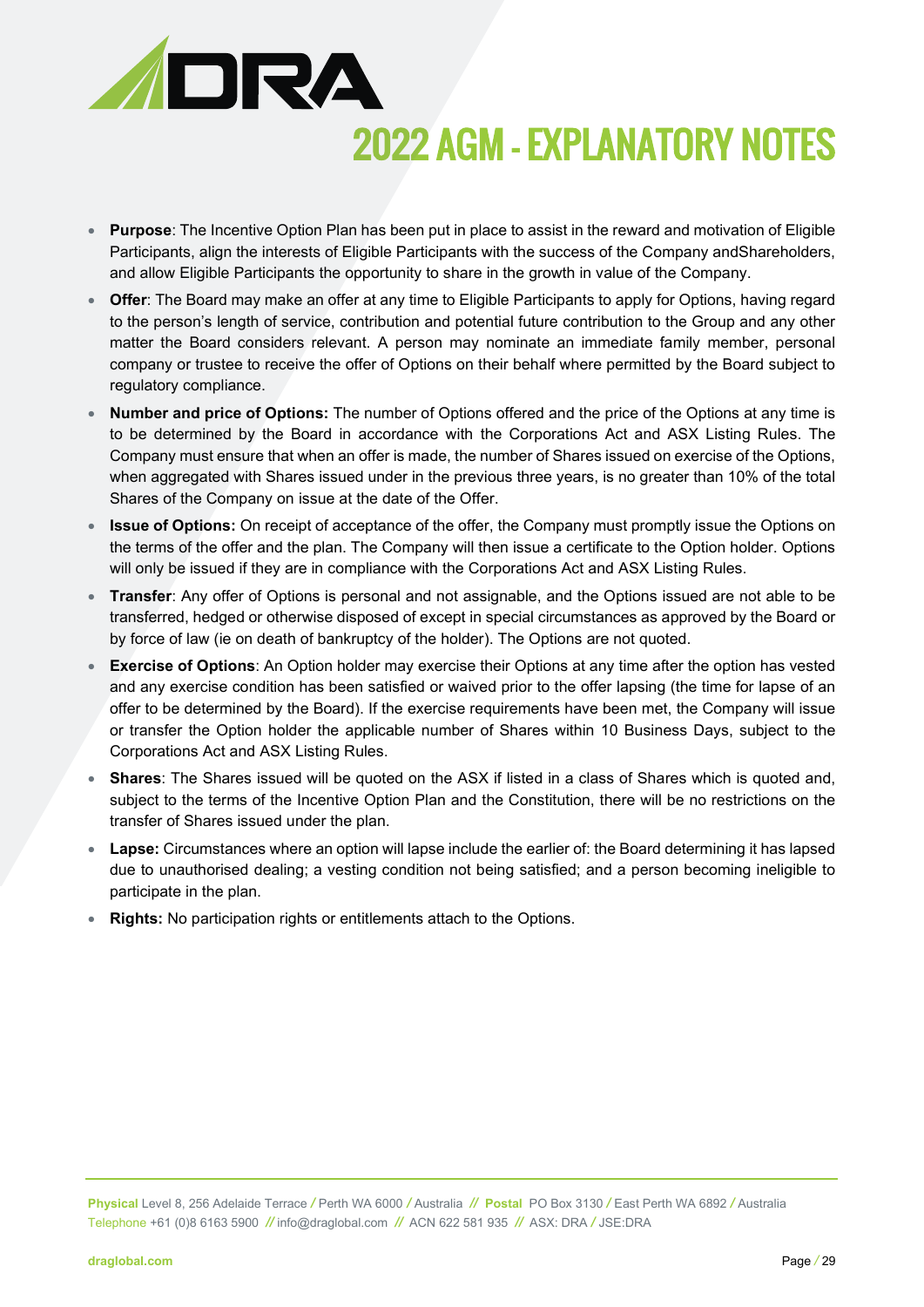- **Purpose**: The Incentive Option Plan has been put in place to assist in the reward and motivation of Eligible Participants, align the interests of Eligible Participants with the success of the Company andShareholders, and allow Eligible Participants the opportunity to share in the growth in value of the Company.
- **Offer**: The Board may make an offer at any time to Eligible Participants to apply for Options, having regard to the person's length of service, contribution and potential future contribution to the Group and any other matter the Board considers relevant. A person may nominate an immediate family member, personal company or trustee to receive the offer of Options on their behalf where permitted by the Board subject to regulatory compliance.
- **Number and price of Options:** The number of Options offered and the price of the Options at any time is to be determined by the Board in accordance with the Corporations Act and ASX Listing Rules. The Company must ensure that when an offer is made, the number of Shares issued on exercise of the Options, when aggregated with Shares issued under in the previous three years, is no greater than 10% of the total Shares of the Company on issue at the date of the Offer.
- **Issue of Options:** On receipt of acceptance of the offer, the Company must promptly issue the Options on the terms of the offer and the plan. The Company will then issue a certificate to the Option holder. Options will only be issued if they are in compliance with the Corporations Act and ASX Listing Rules.
- **Transfer**: Any offer of Options is personal and not assignable, and the Options issued are not able to be transferred, hedged or otherwise disposed of except in special circumstances as approved by the Board or by force of law (ie on death of bankruptcy of the holder). The Options are not quoted.
- **Exercise of Options**: An Option holder may exercise their Options at any time after the option has vested and any exercise condition has been satisfied or waived prior to the offer lapsing (the time for lapse of an offer to be determined by the Board). If the exercise requirements have been met, the Company will issue or transfer the Option holder the applicable number of Shares within 10 Business Days, subject to the Corporations Act and ASX Listing Rules.
- **Shares**: The Shares issued will be quoted on the ASX if listed in a class of Shares which is quoted and, subject to the terms of the Incentive Option Plan and the Constitution, there will be no restrictions on the transfer of Shares issued under the plan.
- **Lapse:** Circumstances where an option will lapse include the earlier of: the Board determining it has lapsed due to unauthorised dealing; a vesting condition not being satisfied; and a person becoming ineligible to participate in the plan.
- **Rights:** No participation rights or entitlements attach to the Options.